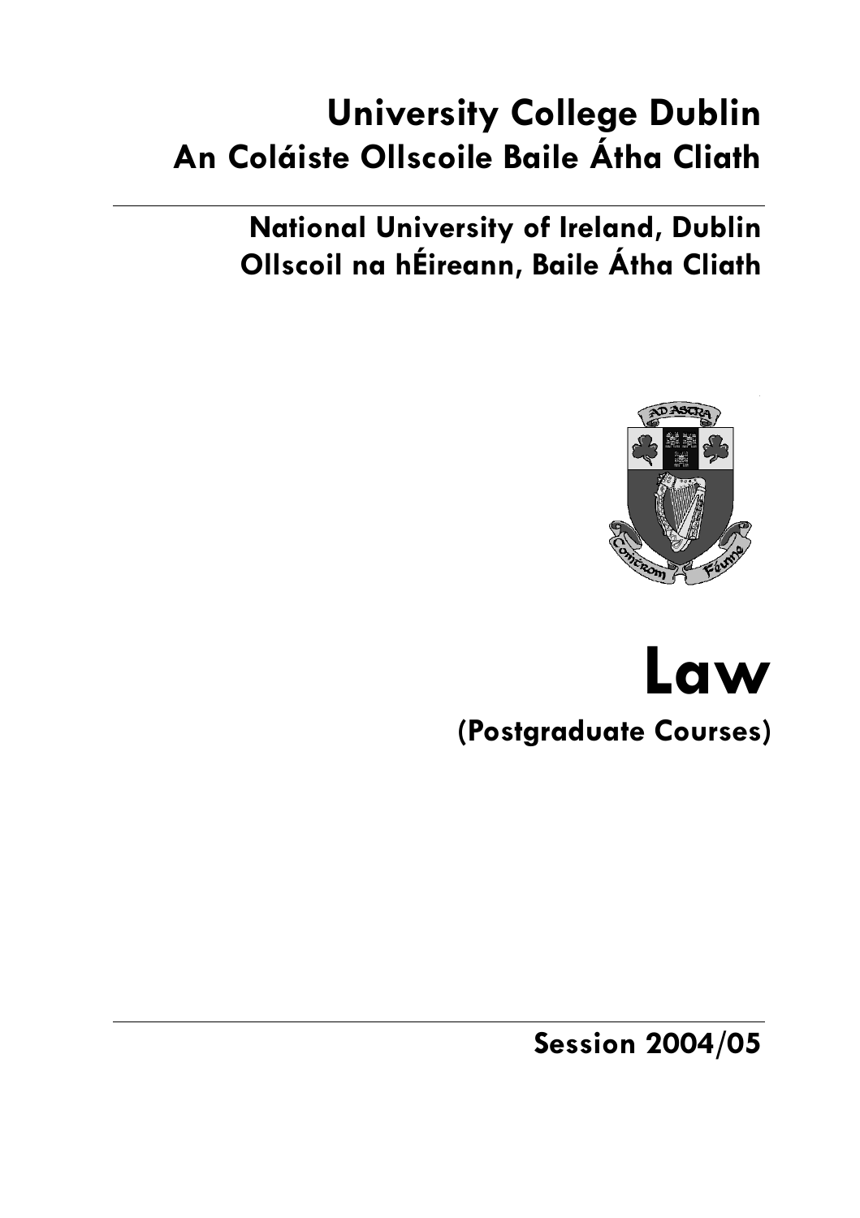# University College Dublin
# An Coláiste Ollscoile Baile Átha Cliath

## National University of Ireland, Dublin
## Ollscoil na hÉireann, Baile Átha Cliath

# Law

## (Postgraduate Courses)

## Session 2004/05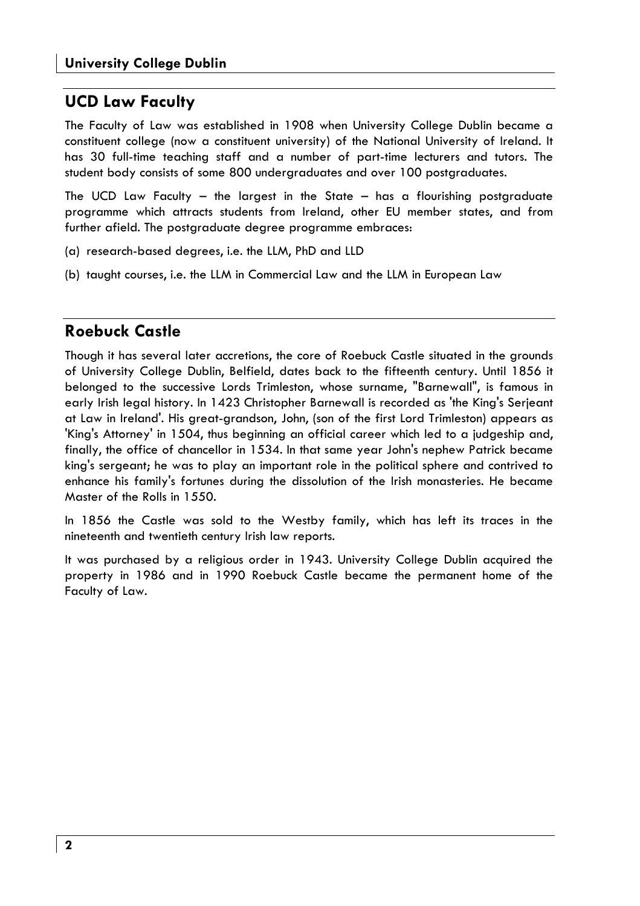## UCD Law Faculty

The Faculty of Law was established in 1908 when University College Dublin became a constituent college (now a constituent university) of the National University of Ireland. It has 30 full-time teaching staff and a number of part-time lecturers and tutors. The student body consists of some 800 undergraduates and over 100 postgraduates.

The UCD Law Faculty – the largest in the State – has a flourishing postgraduate programme which attracts students from Ireland, other EU member states, and from further afield. The postgraduate degree programme embraces:

(a) research-based degrees, i.e. the LLM, PhD and LLD

(b) taught courses, i.e. the LLM in Commercial Law and the LLM in European Law

## Roebuck Castle

Though it has several later accretions, the core of Roebuck Castle situated in the grounds of University College Dublin, Belfield, dates back to the fifteenth century. Until 1856 it belonged to the successive Lords Trimleston, whose surname, "Barnewall", is famous in early Irish legal history. In 1423 Christopher Barnewall is recorded as 'the King's Serjeant at Law in Ireland'. His great-grandson, John, (son of the first Lord Trimleston) appears as 'King's Attorney' in 1504, thus beginning an official career which led to a judgeship and, finally, the office of chancellor in 1534. In that same year John's nephew Patrick became king's sergeant; he was to play an important role in the political sphere and contrived to enhance his family's fortunes during the dissolution of the Irish monasteries. He became Master of the Rolls in 1550.

In 1856 the Castle was sold to the Westby family, which has left its traces in the nineteenth and twentieth century Irish law reports.

It was purchased by a religious order in 1943. University College Dublin acquired the property in 1986 and in 1990 Roebuck Castle became the permanent home of the Faculty of Law.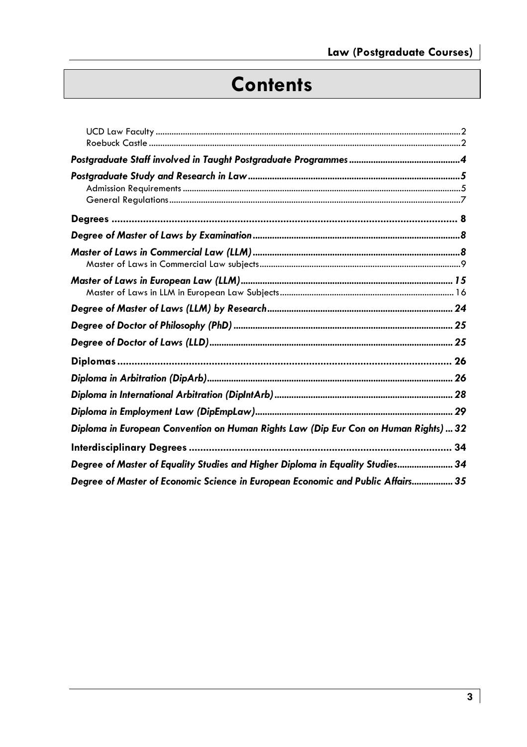# Contents

UCD Law Faculty ........ 2
Roebuck Castle ........ 2

***Postgraduate Staff involved in Taught Postgraduate Programmes ........ 4***

***Postgraduate Study and Research in Law ........ 5***
Admission Requirements ........ 5
General Regulations ........ 7

**Degrees ........ 8**

***Degree of Master of Laws by Examination ........ 8***

***Master of Laws in Commercial Law (LLM) ........ 8***
Master of Laws in Commercial Law subjects ........ 9

***Master of Laws in European Law (LLM) ........ 15***
Master of Laws in LLM in European Law Subjects ........ 16

***Degree of Master of Laws (LLM) by Research ........ 24***

***Degree of Doctor of Philosophy (PhD) ........ 25***

***Degree of Doctor of Laws (LLD) ........ 25***

**Diplomas ........ 26**

***Diploma in Arbitration (DipArb) ........ 26***

***Diploma in International Arbitration (DipIntArb) ........ 28***

***Diploma in Employment Law (DipEmpLaw) ........ 29***

***Diploma in European Convention on Human Rights Law (Dip Eur Con on Human Rights) ... 32***

**Interdisciplinary Degrees ........ 34**

***Degree of Master of Equality Studies and Higher Diploma in Equality Studies ........ 34***

***Degree of Master of Economic Science in European Economic and Public Affairs ........ 35***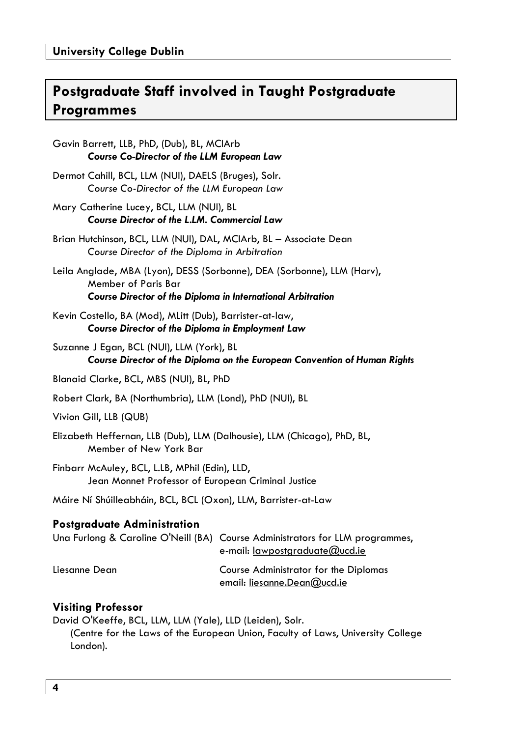## Postgraduate Staff involved in Taught Postgraduate Programmes

Gavin Barrett, LLB, PhD, (Dub), BL, MCIArb
***Course Co-Director of the LLM European Law***

Dermot Cahill, BCL, LLM (NUI), DAELS (Bruges), Solr.
*Course Co-Director of the LLM European Law*

Mary Catherine Lucey, BCL, LLM (NUI), BL
***Course Director of the L.LM. Commercial Law***

Brian Hutchinson, BCL, LLM (NUI), DAL, MCIArb, BL – Associate Dean
*Course Director of the Diploma in Arbitration*

Leila Anglade, MBA (Lyon), DESS (Sorbonne), DEA (Sorbonne), LLM (Harv), Member of Paris Bar
***Course Director of the Diploma in International Arbitration***

Kevin Costello, BA (Mod), MLitt (Dub), Barrister-at-law,
***Course Director of the Diploma in Employment Law***

Suzanne J Egan, BCL (NUI), LLM (York), BL
***Course Director of the Diploma on the European Convention of Human Rights***

Blanaid Clarke, BCL, MBS (NUI), BL, PhD

Robert Clark, BA (Northumbria), LLM (Lond), PhD (NUI), BL

Vivion Gill, LLB (QUB)

Elizabeth Heffernan, LLB (Dub), LLM (Dalhousie), LLM (Chicago), PhD, BL, Member of New York Bar

Finbarr McAuley, BCL, L.LB, MPhil (Edin), LLD,
Jean Monnet Professor of European Criminal Justice

Máire Ní Shúilleabháin, BCL, BCL (Oxon), LLM, Barrister-at-Law

### Postgraduate Administration

Una Furlong & Caroline O'Neill (BA) Course Administrators for LLM programmes, e-mail: lawpostgraduate@ucd.ie

Liesanne Dean Course Administrator for the Diplomas email: liesanne.Dean@ucd.ie

### Visiting Professor

David O'Keeffe, BCL, LLM, LLM (Yale), LLD (Leiden), Solr.
(Centre for the Laws of the European Union, Faculty of Laws, University College London).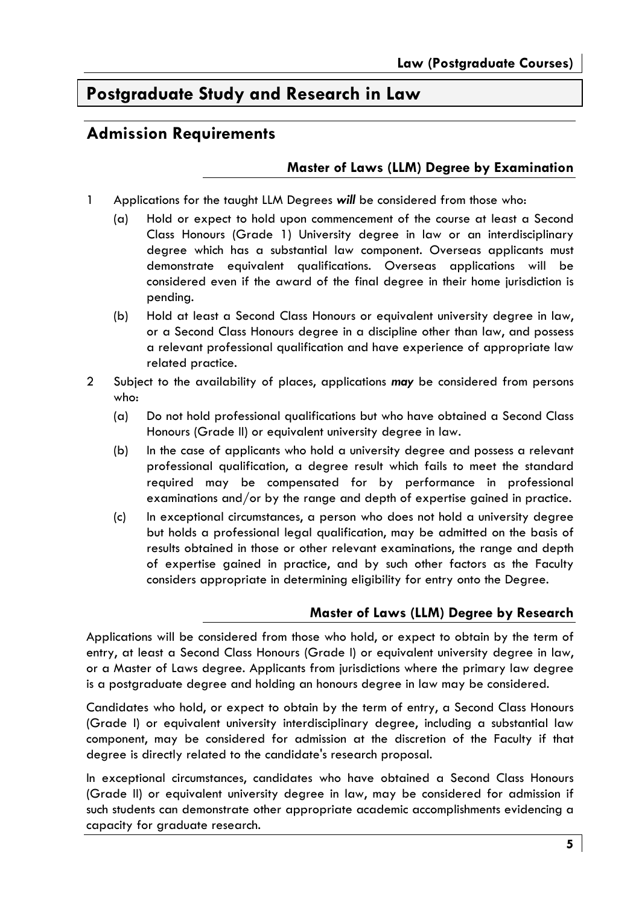# Postgraduate Study and Research in Law

## Admission Requirements

### Master of Laws (LLM) Degree by Examination

1 Applications for the taught LLM Degrees ***will*** be considered from those who:

   (a) Hold or expect to hold upon commencement of the course at least a Second Class Honours (Grade 1) University degree in law or an interdisciplinary degree which has a substantial law component. Overseas applicants must demonstrate equivalent qualifications. Overseas applications will be considered even if the award of the final degree in their home jurisdiction is pending.

   (b) Hold at least a Second Class Honours or equivalent university degree in law, or a Second Class Honours degree in a discipline other than law, and possess a relevant professional qualification and have experience of appropriate law related practice.

2 Subject to the availability of places, applications ***may*** be considered from persons who:

   (a) Do not hold professional qualifications but who have obtained a Second Class Honours (Grade II) or equivalent university degree in law.

   (b) In the case of applicants who hold a university degree and possess a relevant professional qualification, a degree result which fails to meet the standard required may be compensated for by performance in professional examinations and/or by the range and depth of expertise gained in practice.

   (c) In exceptional circumstances, a person who does not hold a university degree but holds a professional legal qualification, may be admitted on the basis of results obtained in those or other relevant examinations, the range and depth of expertise gained in practice, and by such other factors as the Faculty considers appropriate in determining eligibility for entry onto the Degree.

### Master of Laws (LLM) Degree by Research

Applications will be considered from those who hold, or expect to obtain by the term of entry, at least a Second Class Honours (Grade I) or equivalent university degree in law, or a Master of Laws degree. Applicants from jurisdictions where the primary law degree is a postgraduate degree and holding an honours degree in law may be considered.

Candidates who hold, or expect to obtain by the term of entry, a Second Class Honours (Grade I) or equivalent university interdisciplinary degree, including a substantial law component, may be considered for admission at the discretion of the Faculty if that degree is directly related to the candidate's research proposal.

In exceptional circumstances, candidates who have obtained a Second Class Honours (Grade II) or equivalent university degree in law, may be considered for admission if such students can demonstrate other appropriate academic accomplishments evidencing a capacity for graduate research.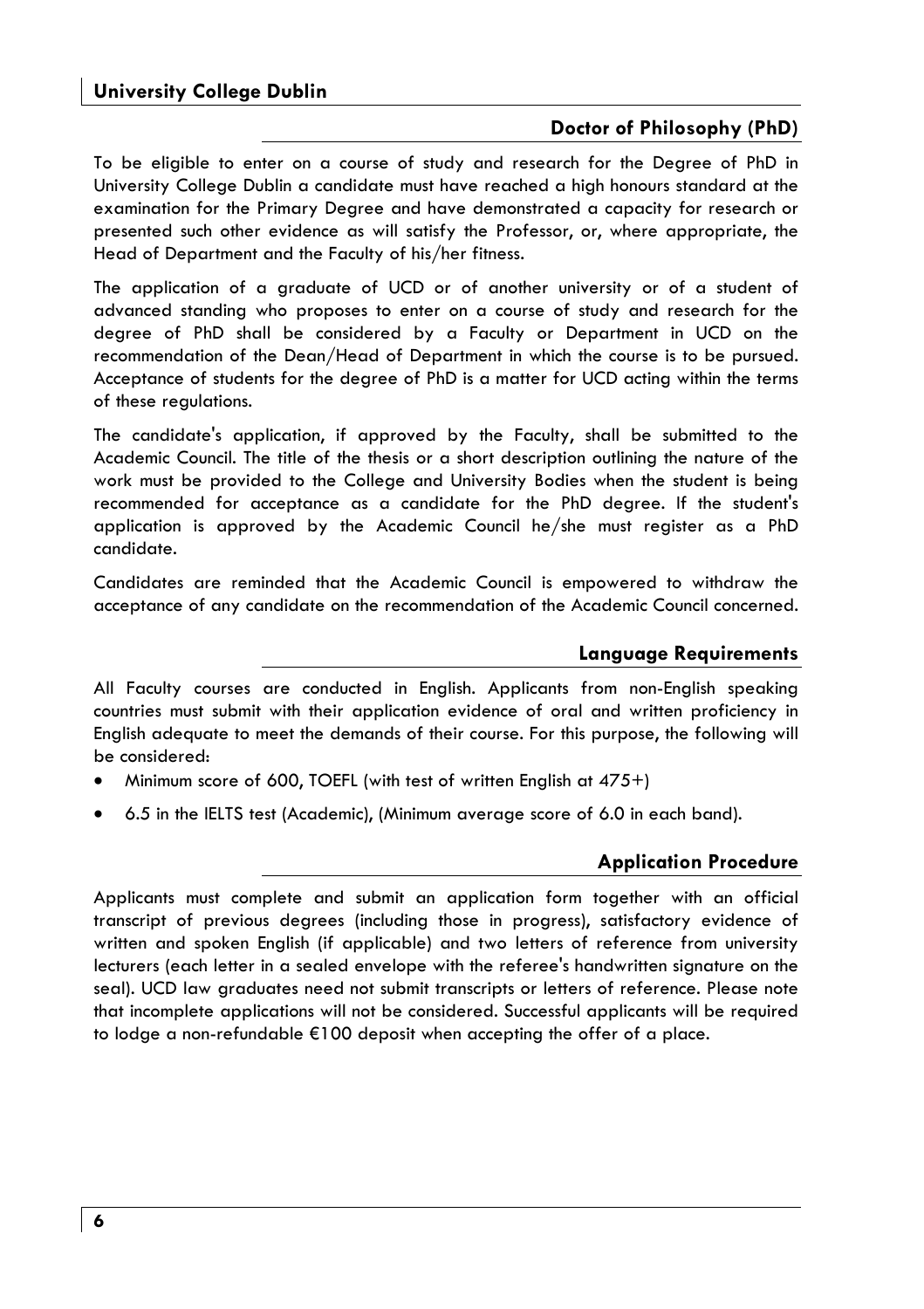## Doctor of Philosophy (PhD)

To be eligible to enter on a course of study and research for the Degree of PhD in University College Dublin a candidate must have reached a high honours standard at the examination for the Primary Degree and have demonstrated a capacity for research or presented such other evidence as will satisfy the Professor, or, where appropriate, the Head of Department and the Faculty of his/her fitness.

The application of a graduate of UCD or of another university or of a student of advanced standing who proposes to enter on a course of study and research for the degree of PhD shall be considered by a Faculty or Department in UCD on the recommendation of the Dean/Head of Department in which the course is to be pursued. Acceptance of students for the degree of PhD is a matter for UCD acting within the terms of these regulations.

The candidate's application, if approved by the Faculty, shall be submitted to the Academic Council. The title of the thesis or a short description outlining the nature of the work must be provided to the College and University Bodies when the student is being recommended for acceptance as a candidate for the PhD degree. If the student's application is approved by the Academic Council he/she must register as a PhD candidate.

Candidates are reminded that the Academic Council is empowered to withdraw the acceptance of any candidate on the recommendation of the Academic Council concerned.

## Language Requirements

All Faculty courses are conducted in English. Applicants from non-English speaking countries must submit with their application evidence of oral and written proficiency in English adequate to meet the demands of their course. For this purpose, the following will be considered:

- Minimum score of 600, TOEFL (with test of written English at 475+)
- 6.5 in the IELTS test (Academic), (Minimum average score of 6.0 in each band).

## Application Procedure

Applicants must complete and submit an application form together with an official transcript of previous degrees (including those in progress), satisfactory evidence of written and spoken English (if applicable) and two letters of reference from university lecturers (each letter in a sealed envelope with the referee's handwritten signature on the seal). UCD law graduates need not submit transcripts or letters of reference. Please note that incomplete applications will not be considered. Successful applicants will be required to lodge a non-refundable €100 deposit when accepting the offer of a place.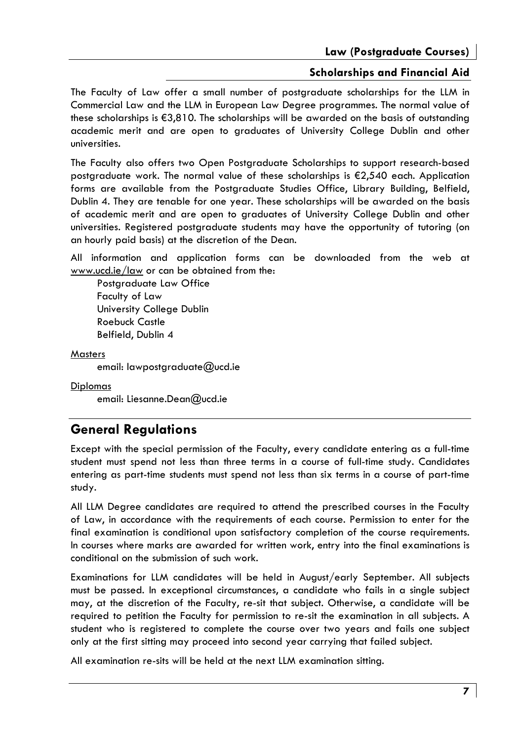### Scholarships and Financial Aid

The Faculty of Law offer a small number of postgraduate scholarships for the LLM in Commercial Law and the LLM in European Law Degree programmes. The normal value of these scholarships is €3,810. The scholarships will be awarded on the basis of outstanding academic merit and are open to graduates of University College Dublin and other universities.

The Faculty also offers two Open Postgraduate Scholarships to support research-based postgraduate work. The normal value of these scholarships is €2,540 each. Application forms are available from the Postgraduate Studies Office, Library Building, Belfield, Dublin 4. They are tenable for one year. These scholarships will be awarded on the basis of academic merit and are open to graduates of University College Dublin and other universities. Registered postgraduate students may have the opportunity of tutoring (on an hourly paid basis) at the discretion of the Dean.

All information and application forms can be downloaded from the web at www.ucd.ie/law or can be obtained from the:

Postgraduate Law Office
Faculty of Law
University College Dublin
Roebuck Castle
Belfield, Dublin 4

Masters

email: lawpostgraduate@ucd.ie

Diplomas

email: Liesanne.Dean@ucd.ie

## General Regulations

Except with the special permission of the Faculty, every candidate entering as a full-time student must spend not less than three terms in a course of full-time study. Candidates entering as part-time students must spend not less than six terms in a course of part-time study.

All LLM Degree candidates are required to attend the prescribed courses in the Faculty of Law, in accordance with the requirements of each course. Permission to enter for the final examination is conditional upon satisfactory completion of the course requirements. In courses where marks are awarded for written work, entry into the final examinations is conditional on the submission of such work.

Examinations for LLM candidates will be held in August/early September. All subjects must be passed. In exceptional circumstances, a candidate who fails in a single subject may, at the discretion of the Faculty, re-sit that subject. Otherwise, a candidate will be required to petition the Faculty for permission to re-sit the examination in all subjects. A student who is registered to complete the course over two years and fails one subject only at the first sitting may proceed into second year carrying that failed subject.

All examination re-sits will be held at the next LLM examination sitting.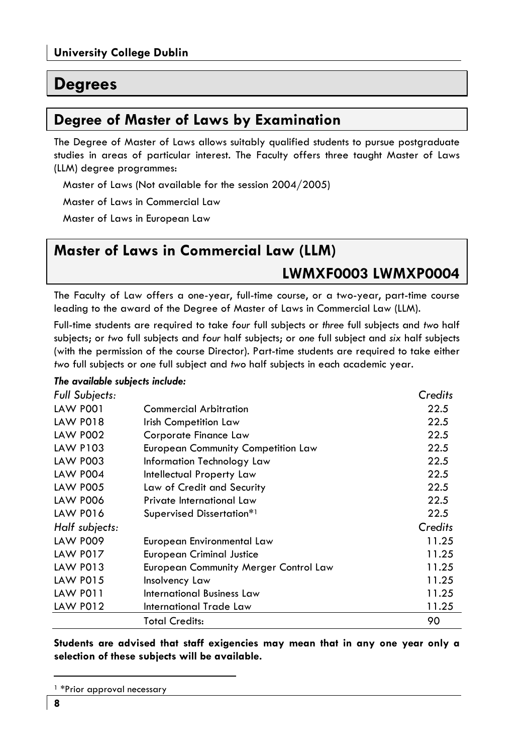# Degrees

## Degree of Master of Laws by Examination

The Degree of Master of Laws allows suitably qualified students to pursue postgraduate studies in areas of particular interest. The Faculty offers three taught Master of Laws (LLM) degree programmes:

Master of Laws (Not available for the session 2004/2005)

Master of Laws in Commercial Law

Master of Laws in European Law

## Master of Laws in Commercial Law (LLM)

### LWMXF0003 LWMXP0004

The Faculty of Law offers a one-year, full-time course, or a two-year, part-time course leading to the award of the Degree of Master of Laws in Commercial Law (LLM).

Full-time students are required to take *four* full subjects or *three* full subjects and *two* half subjects; or *two* full subjects and *four* half subjects; or *one* full subject and *six* half subjects (with the permission of the course Director). Part-time students are required to take either *two* full subjects or *one* full subject and *two* half subjects in each academic year.

***The available subjects include:***

| *Full Subjects:* | | *Credits* |
|---|---|---|
| LAW P001 | Commercial Arbitration | 22.5 |
| LAW P018 | Irish Competition Law | 22.5 |
| LAW P002 | Corporate Finance Law | 22.5 |
| LAW P103 | European Community Competition Law | 22.5 |
| LAW P003 | Information Technology Law | 22.5 |
| LAW P004 | Intellectual Property Law | 22.5 |
| LAW P005 | Law of Credit and Security | 22.5 |
| LAW P006 | Private International Law | 22.5 |
| LAW P016 | Supervised Dissertation*[1] | 22.5 |
| *Half subjects:* | | *Credits* |
| LAW P009 | European Environmental Law | 11.25 |
| LAW P017 | European Criminal Justice | 11.25 |
| LAW P013 | European Community Merger Control Law | 11.25 |
| LAW P015 | Insolvency Law | 11.25 |
| LAW P011 | International Business Law | 11.25 |
| LAW P012 | International Trade Law | 11.25 |
| | Total Credits: | 90 |

**Students are advised that staff exigencies may mean that in any one year only a selection of these subjects will be available.**

[1] *Prior approval necessary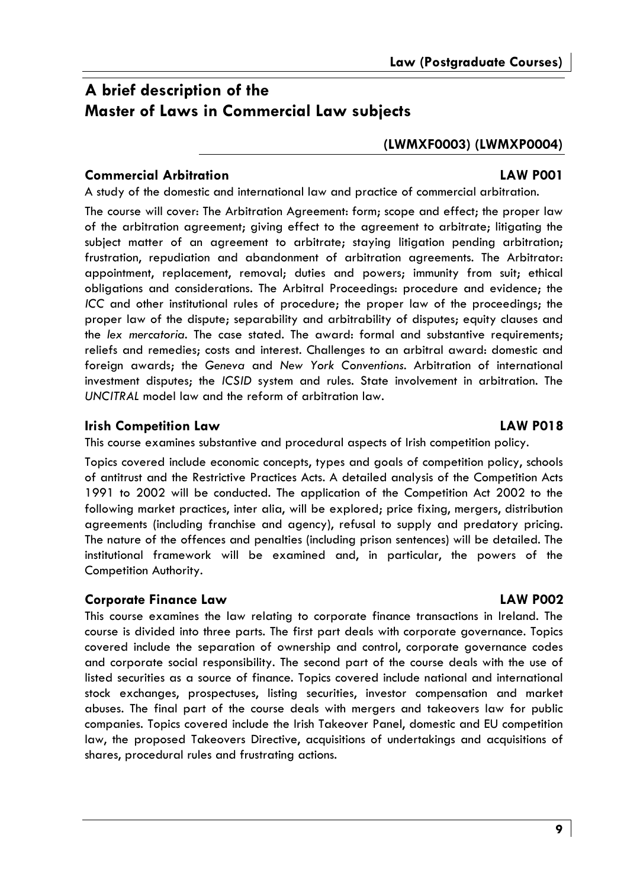## A brief description of the Master of Laws in Commercial Law subjects

**(LWMXF0003) (LWMXP0004)**

### Commercial Arbitration — LAW P001

A study of the domestic and international law and practice of commercial arbitration.

The course will cover: The Arbitration Agreement: form; scope and effect; the proper law of the arbitration agreement; giving effect to the agreement to arbitrate; litigating the subject matter of an agreement to arbitrate; staying litigation pending arbitration; frustration, repudiation and abandonment of arbitration agreements. The Arbitrator: appointment, replacement, removal; duties and powers; immunity from suit; ethical obligations and considerations. The Arbitral Proceedings: procedure and evidence; the *ICC* and other institutional rules of procedure; the proper law of the proceedings; the proper law of the dispute; separability and arbitrability of disputes; equity clauses and the *lex mercatoria*. The case stated. The award: formal and substantive requirements; reliefs and remedies; costs and interest. Challenges to an arbitral award: domestic and foreign awards; the *Geneva* and *New York Conventions*. Arbitration of international investment disputes; the *ICSID* system and rules. State involvement in arbitration. The *UNCITRAL* model law and the reform of arbitration law.

### Irish Competition Law — LAW P018

This course examines substantive and procedural aspects of Irish competition policy.

Topics covered include economic concepts, types and goals of competition policy, schools of antitrust and the Restrictive Practices Acts. A detailed analysis of the Competition Acts 1991 to 2002 will be conducted. The application of the Competition Act 2002 to the following market practices, inter alia, will be explored; price fixing, mergers, distribution agreements (including franchise and agency), refusal to supply and predatory pricing. The nature of the offences and penalties (including prison sentences) will be detailed. The institutional framework will be examined and, in particular, the powers of the Competition Authority.

### Corporate Finance Law — LAW P002

This course examines the law relating to corporate finance transactions in Ireland. The course is divided into three parts. The first part deals with corporate governance. Topics covered include the separation of ownership and control, corporate governance codes and corporate social responsibility. The second part of the course deals with the use of listed securities as a source of finance. Topics covered include national and international stock exchanges, prospectuses, listing securities, investor compensation and market abuses. The final part of the course deals with mergers and takeovers law for public companies. Topics covered include the Irish Takeover Panel, domestic and EU competition law, the proposed Takeovers Directive, acquisitions of undertakings and acquisitions of shares, procedural rules and frustrating actions.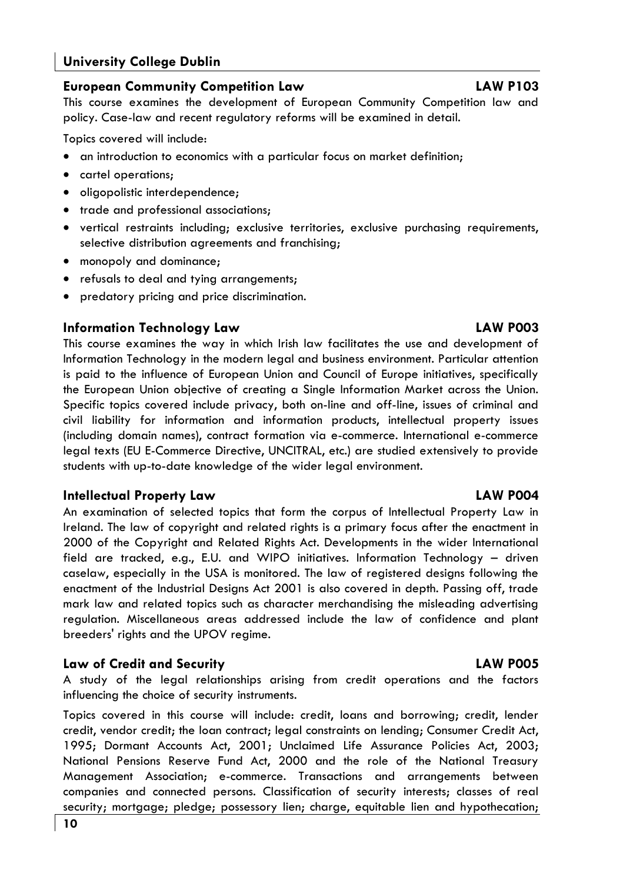## European Community Competition Law — LAW P103

This course examines the development of European Community Competition law and policy. Case-law and recent regulatory reforms will be examined in detail.

Topics covered will include:

- an introduction to economics with a particular focus on market definition;
- cartel operations;
- oligopolistic interdependence;
- trade and professional associations;
- vertical restraints including; exclusive territories, exclusive purchasing requirements, selective distribution agreements and franchising;
- monopoly and dominance;
- refusals to deal and tying arrangements;
- predatory pricing and price discrimination.

## Information Technology Law — LAW P003

This course examines the way in which Irish law facilitates the use and development of Information Technology in the modern legal and business environment. Particular attention is paid to the influence of European Union and Council of Europe initiatives, specifically the European Union objective of creating a Single Information Market across the Union. Specific topics covered include privacy, both on-line and off-line, issues of criminal and civil liability for information and information products, intellectual property issues (including domain names), contract formation via e-commerce. International e-commerce legal texts (EU E-Commerce Directive, UNCITRAL, etc.) are studied extensively to provide students with up-to-date knowledge of the wider legal environment.

## Intellectual Property Law — LAW P004

An examination of selected topics that form the corpus of Intellectual Property Law in Ireland. The law of copyright and related rights is a primary focus after the enactment in 2000 of the Copyright and Related Rights Act. Developments in the wider International field are tracked, e.g., E.U. and WIPO initiatives. Information Technology – driven caselaw, especially in the USA is monitored. The law of registered designs following the enactment of the Industrial Designs Act 2001 is also covered in depth. Passing off, trade mark law and related topics such as character merchandising the misleading advertising regulation. Miscellaneous areas addressed include the law of confidence and plant breeders' rights and the UPOV regime.

## Law of Credit and Security — LAW P005

A study of the legal relationships arising from credit operations and the factors influencing the choice of security instruments.

Topics covered in this course will include: credit, loans and borrowing; credit, lender credit, vendor credit; the loan contract; legal constraints on lending; Consumer Credit Act, 1995; Dormant Accounts Act, 2001; Unclaimed Life Assurance Policies Act, 2003; National Pensions Reserve Fund Act, 2000 and the role of the National Treasury Management Association; e-commerce. Transactions and arrangements between companies and connected persons. Classification of security interests; classes of real security; mortgage; pledge; possessory lien; charge, equitable lien and hypothecation;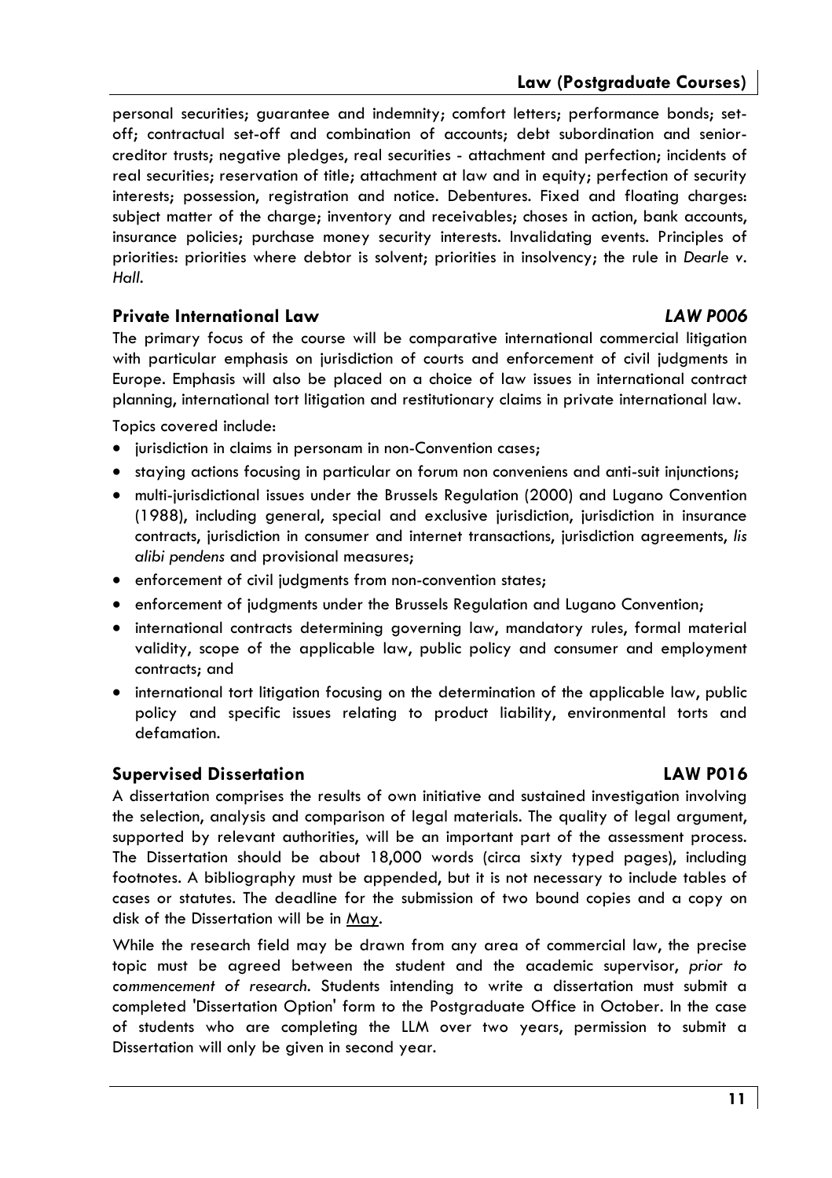personal securities; guarantee and indemnity; comfort letters; performance bonds; set-off; contractual set-off and combination of accounts; debt subordination and senior-creditor trusts; negative pledges, real securities - attachment and perfection; incidents of real securities; reservation of title; attachment at law and in equity; perfection of security interests; possession, registration and notice. Debentures. Fixed and floating charges: subject matter of the charge; inventory and receivables; choses in action, bank accounts, insurance policies; purchase money security interests. Invalidating events. Principles of priorities: priorities where debtor is solvent; priorities in insolvency; the rule in *Dearle v. Hall*.

### Private International Law — *LAW P006*

The primary focus of the course will be comparative international commercial litigation with particular emphasis on jurisdiction of courts and enforcement of civil judgments in Europe. Emphasis will also be placed on a choice of law issues in international contract planning, international tort litigation and restitutionary claims in private international law.

Topics covered include:

- jurisdiction in claims in personam in non-Convention cases;
- staying actions focusing in particular on forum non conveniens and anti-suit injunctions;
- multi-jurisdictional issues under the Brussels Regulation (2000) and Lugano Convention (1988), including general, special and exclusive jurisdiction, jurisdiction in insurance contracts, jurisdiction in consumer and internet transactions, jurisdiction agreements, *lis alibi pendens* and provisional measures;
- enforcement of civil judgments from non-convention states;
- enforcement of judgments under the Brussels Regulation and Lugano Convention;
- international contracts determining governing law, mandatory rules, formal material validity, scope of the applicable law, public policy and consumer and employment contracts; and
- international tort litigation focusing on the determination of the applicable law, public policy and specific issues relating to product liability, environmental torts and defamation.

### Supervised Dissertation — LAW P016

A dissertation comprises the results of own initiative and sustained investigation involving the selection, analysis and comparison of legal materials. The quality of legal argument, supported by relevant authorities, will be an important part of the assessment process. The Dissertation should be about 18,000 words (circa sixty typed pages), including footnotes. A bibliography must be appended, but it is not necessary to include tables of cases or statutes. The deadline for the submission of two bound copies and a copy on disk of the Dissertation will be in <u>May</u>.

While the research field may be drawn from any area of commercial law, the precise topic must be agreed between the student and the academic supervisor, *prior to commencement of research*. Students intending to write a dissertation must submit a completed 'Dissertation Option' form to the Postgraduate Office in October. In the case of students who are completing the LLM over two years, permission to submit a Dissertation will only be given in second year.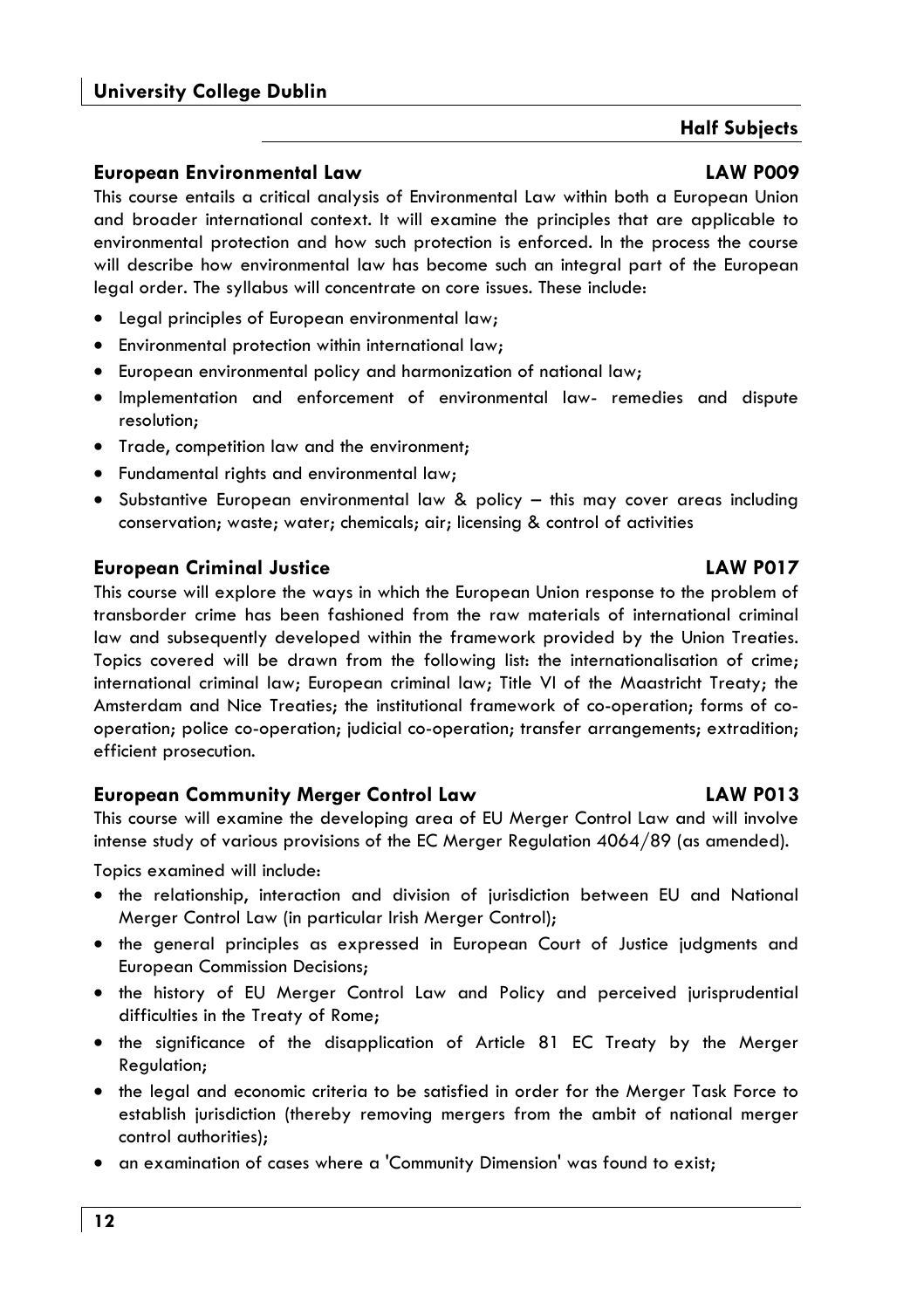## Half Subjects

### European Environmental Law — LAW P009

This course entails a critical analysis of Environmental Law within both a European Union and broader international context. It will examine the principles that are applicable to environmental protection and how such protection is enforced. In the process the course will describe how environmental law has become such an integral part of the European legal order. The syllabus will concentrate on core issues. These include:

- Legal principles of European environmental law;
- Environmental protection within international law;
- European environmental policy and harmonization of national law;
- Implementation and enforcement of environmental law- remedies and dispute resolution;
- Trade, competition law and the environment;
- Fundamental rights and environmental law;
- Substantive European environmental law & policy – this may cover areas including conservation; waste; water; chemicals; air; licensing & control of activities

### European Criminal Justice — LAW P017

This course will explore the ways in which the European Union response to the problem of transborder crime has been fashioned from the raw materials of international criminal law and subsequently developed within the framework provided by the Union Treaties. Topics covered will be drawn from the following list: the internationalisation of crime; international criminal law; European criminal law; Title VI of the Maastricht Treaty; the Amsterdam and Nice Treaties; the institutional framework of co-operation; forms of co-operation; police co-operation; judicial co-operation; transfer arrangements; extradition; efficient prosecution.

### European Community Merger Control Law — LAW P013

This course will examine the developing area of EU Merger Control Law and will involve intense study of various provisions of the EC Merger Regulation 4064/89 (as amended).

Topics examined will include:

- the relationship, interaction and division of jurisdiction between EU and National Merger Control Law (in particular Irish Merger Control);
- the general principles as expressed in European Court of Justice judgments and European Commission Decisions;
- the history of EU Merger Control Law and Policy and perceived jurisprudential difficulties in the Treaty of Rome;
- the significance of the disapplication of Article 81 EC Treaty by the Merger Regulation;
- the legal and economic criteria to be satisfied in order for the Merger Task Force to establish jurisdiction (thereby removing mergers from the ambit of national merger control authorities);
- an examination of cases where a 'Community Dimension' was found to exist;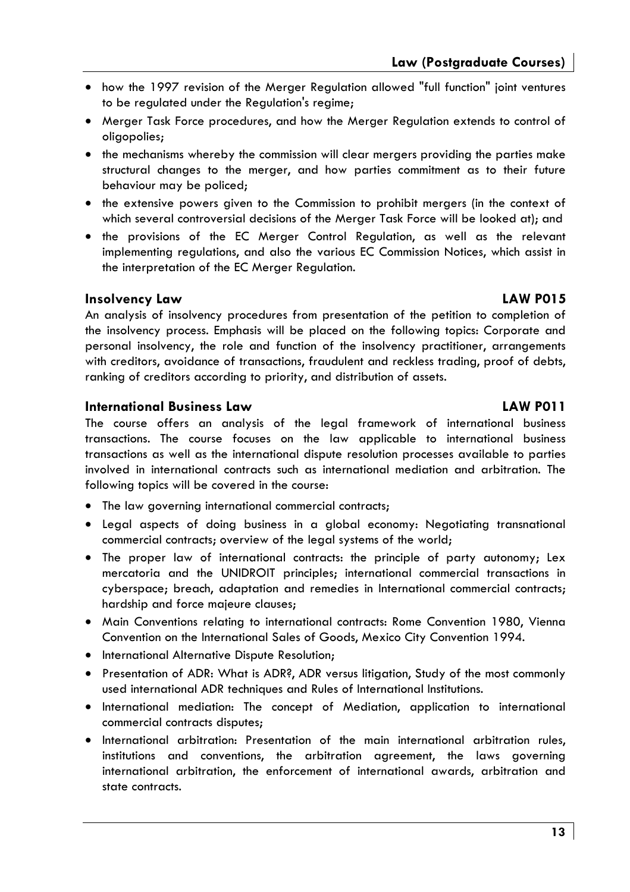- how the 1997 revision of the Merger Regulation allowed "full function" joint ventures to be regulated under the Regulation's regime;
- Merger Task Force procedures, and how the Merger Regulation extends to control of oligopolies;
- the mechanisms whereby the commission will clear mergers providing the parties make structural changes to the merger, and how parties commitment as to their future behaviour may be policed;
- the extensive powers given to the Commission to prohibit mergers (in the context of which several controversial decisions of the Merger Task Force will be looked at); and
- the provisions of the EC Merger Control Regulation, as well as the relevant implementing regulations, and also the various EC Commission Notices, which assist in the interpretation of the EC Merger Regulation.

### Insolvency Law — LAW P015

An analysis of insolvency procedures from presentation of the petition to completion of the insolvency process. Emphasis will be placed on the following topics: Corporate and personal insolvency, the role and function of the insolvency practitioner, arrangements with creditors, avoidance of transactions, fraudulent and reckless trading, proof of debts, ranking of creditors according to priority, and distribution of assets.

### International Business Law — LAW P011

The course offers an analysis of the legal framework of international business transactions. The course focuses on the law applicable to international business transactions as well as the international dispute resolution processes available to parties involved in international contracts such as international mediation and arbitration. The following topics will be covered in the course:

- The law governing international commercial contracts;
- Legal aspects of doing business in a global economy: Negotiating transnational commercial contracts; overview of the legal systems of the world;
- The proper law of international contracts: the principle of party autonomy; Lex mercatoria and the UNIDROIT principles; international commercial transactions in cyberspace; breach, adaptation and remedies in International commercial contracts; hardship and force majeure clauses;
- Main Conventions relating to international contracts: Rome Convention 1980, Vienna Convention on the International Sales of Goods, Mexico City Convention 1994.
- International Alternative Dispute Resolution;
- Presentation of ADR: What is ADR?, ADR versus litigation, Study of the most commonly used international ADR techniques and Rules of International Institutions.
- International mediation: The concept of Mediation, application to international commercial contracts disputes;
- International arbitration: Presentation of the main international arbitration rules, institutions and conventions, the arbitration agreement, the laws governing international arbitration, the enforcement of international awards, arbitration and state contracts.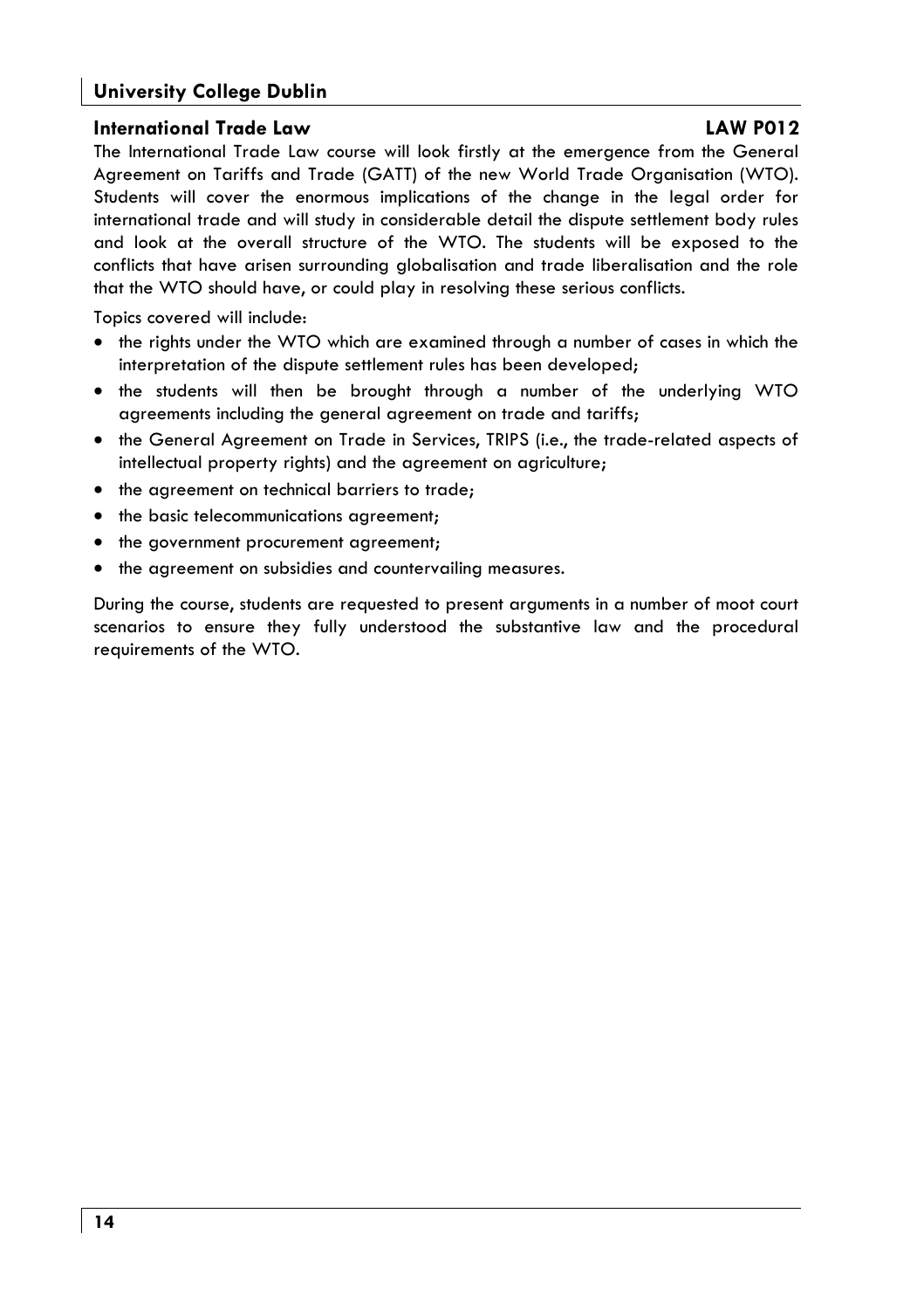## University College Dublin

### International Trade Law LAW P012

The International Trade Law course will look firstly at the emergence from the General Agreement on Tariffs and Trade (GATT) of the new World Trade Organisation (WTO). Students will cover the enormous implications of the change in the legal order for international trade and will study in considerable detail the dispute settlement body rules and look at the overall structure of the WTO. The students will be exposed to the conflicts that have arisen surrounding globalisation and trade liberalisation and the role that the WTO should have, or could play in resolving these serious conflicts.

Topics covered will include:

- the rights under the WTO which are examined through a number of cases in which the interpretation of the dispute settlement rules has been developed;
- the students will then be brought through a number of the underlying WTO agreements including the general agreement on trade and tariffs;
- the General Agreement on Trade in Services, TRIPS (i.e., the trade-related aspects of intellectual property rights) and the agreement on agriculture;
- the agreement on technical barriers to trade;
- the basic telecommunications agreement;
- the government procurement agreement;
- the agreement on subsidies and countervailing measures.

During the course, students are requested to present arguments in a number of moot court scenarios to ensure they fully understood the substantive law and the procedural requirements of the WTO.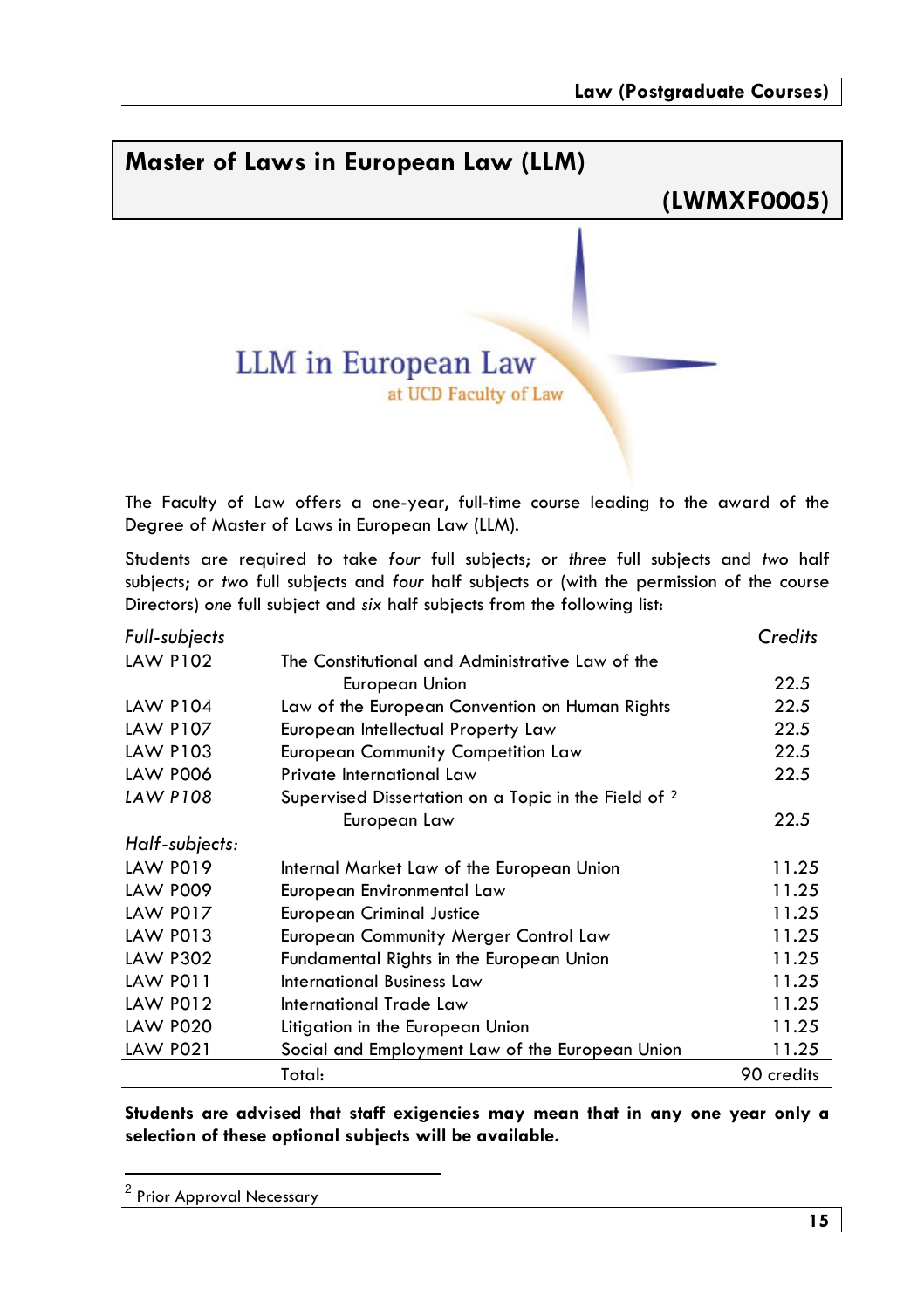# Master of Laws in European Law (LLM)

**(LWMXF0005)**

LLM in European Law
at UCD Faculty of Law

The Faculty of Law offers a one-year, full-time course leading to the award of the Degree of Master of Laws in European Law (LLM).

Students are required to take *four* full subjects; or *three* full subjects and *two* half subjects; or *two* full subjects and *four* half subjects or (with the permission of the course Directors) *one* full subject and *six* half subjects from the following list:

| *Full-subjects* | | *Credits* |
|---|---|---|
| LAW P102 | The Constitutional and Administrative Law of the European Union | 22.5 |
| LAW P104 | Law of the European Convention on Human Rights | 22.5 |
| LAW P107 | European Intellectual Property Law | 22.5 |
| LAW P103 | European Community Competition Law | 22.5 |
| LAW P006 | Private International Law | 22.5 |
| *LAW P108* | Supervised Dissertation on a Topic in the Field of [2] European Law | 22.5 |
| *Half-subjects:* | | |
| LAW P019 | Internal Market Law of the European Union | 11.25 |
| LAW P009 | European Environmental Law | 11.25 |
| LAW P017 | European Criminal Justice | 11.25 |
| LAW P013 | European Community Merger Control Law | 11.25 |
| LAW P302 | Fundamental Rights in the European Union | 11.25 |
| LAW P011 | International Business Law | 11.25 |
| LAW P012 | International Trade Law | 11.25 |
| LAW P020 | Litigation in the European Union | 11.25 |
| LAW P021 | Social and Employment Law of the European Union | 11.25 |
| | Total: | 90 credits |

**Students are advised that staff exigencies may mean that in any one year only a selection of these optional subjects will be available.**

[2] Prior Approval Necessary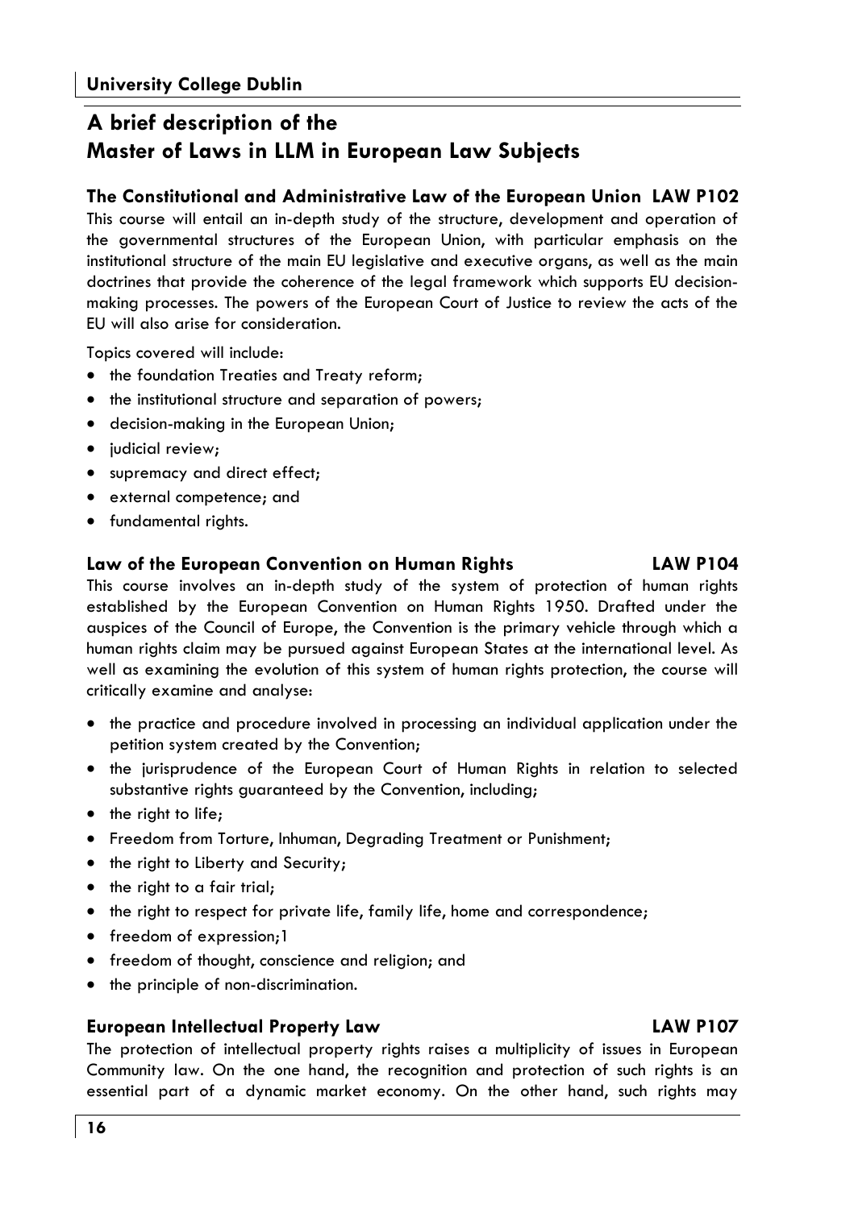# A brief description of the Master of Laws in LLM in European Law Subjects

## The Constitutional and Administrative Law of the European Union LAW P102

This course will entail an in-depth study of the structure, development and operation of the governmental structures of the European Union, with particular emphasis on the institutional structure of the main EU legislative and executive organs, as well as the main doctrines that provide the coherence of the legal framework which supports EU decision-making processes. The powers of the European Court of Justice to review the acts of the EU will also arise for consideration.

Topics covered will include:

- the foundation Treaties and Treaty reform;
- the institutional structure and separation of powers;
- decision-making in the European Union;
- judicial review;
- supremacy and direct effect;
- external competence; and
- fundamental rights.

## Law of the European Convention on Human Rights LAW P104

This course involves an in-depth study of the system of protection of human rights established by the European Convention on Human Rights 1950. Drafted under the auspices of the Council of Europe, the Convention is the primary vehicle through which a human rights claim may be pursued against European States at the international level. As well as examining the evolution of this system of human rights protection, the course will critically examine and analyse:

- the practice and procedure involved in processing an individual application under the petition system created by the Convention;
- the jurisprudence of the European Court of Human Rights in relation to selected substantive rights guaranteed by the Convention, including;
- the right to life;
- Freedom from Torture, Inhuman, Degrading Treatment or Punishment;
- the right to Liberty and Security;
- the right to a fair trial;
- the right to respect for private life, family life, home and correspondence;
- freedom of expression;1
- freedom of thought, conscience and religion; and
- the principle of non-discrimination.

## European Intellectual Property Law LAW P107

The protection of intellectual property rights raises a multiplicity of issues in European Community law. On the one hand, the recognition and protection of such rights is an essential part of a dynamic market economy. On the other hand, such rights may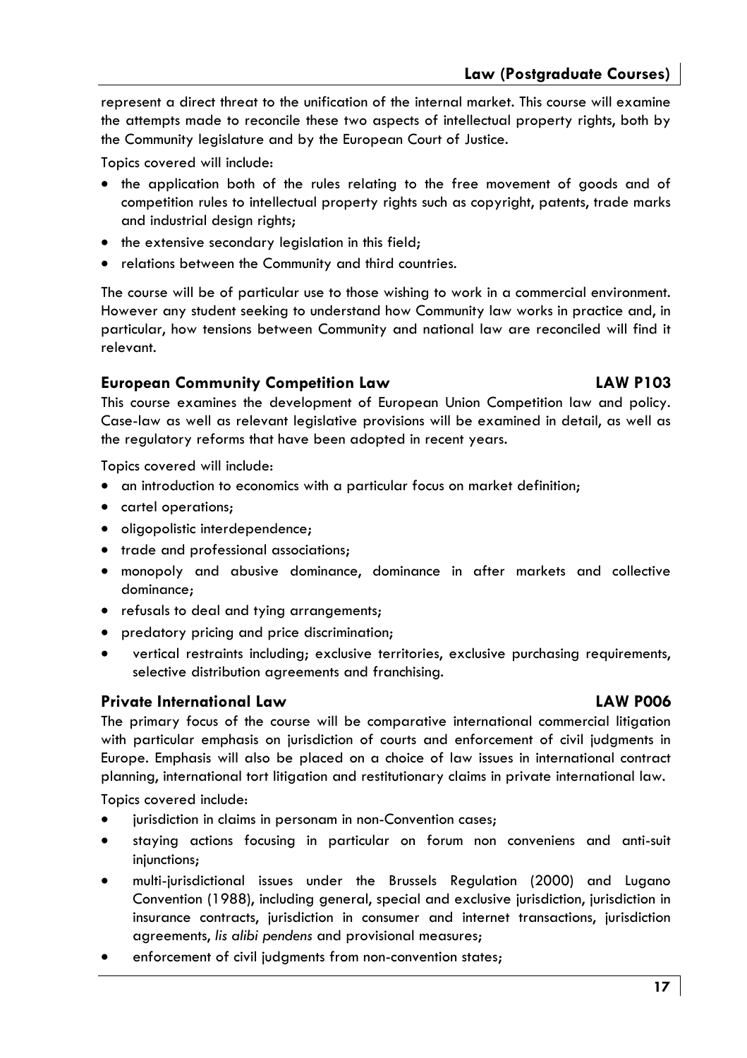represent a direct threat to the unification of the internal market. This course will examine the attempts made to reconcile these two aspects of intellectual property rights, both by the Community legislature and by the European Court of Justice.

Topics covered will include:

- the application both of the rules relating to the free movement of goods and of competition rules to intellectual property rights such as copyright, patents, trade marks and industrial design rights;
- the extensive secondary legislation in this field;
- relations between the Community and third countries.

The course will be of particular use to those wishing to work in a commercial environment. However any student seeking to understand how Community law works in practice and, in particular, how tensions between Community and national law are reconciled will find it relevant.

### European Community Competition Law — LAW P103

This course examines the development of European Union Competition law and policy. Case-law as well as relevant legislative provisions will be examined in detail, as well as the regulatory reforms that have been adopted in recent years.

Topics covered will include:

- an introduction to economics with a particular focus on market definition;
- cartel operations;
- oligopolistic interdependence;
- trade and professional associations;
- monopoly and abusive dominance, dominance in after markets and collective dominance;
- refusals to deal and tying arrangements;
- predatory pricing and price discrimination;
- vertical restraints including; exclusive territories, exclusive purchasing requirements, selective distribution agreements and franchising.

### Private International Law — LAW P006

The primary focus of the course will be comparative international commercial litigation with particular emphasis on jurisdiction of courts and enforcement of civil judgments in Europe. Emphasis will also be placed on a choice of law issues in international contract planning, international tort litigation and restitutionary claims in private international law.

Topics covered include:

- jurisdiction in claims in personam in non-Convention cases;
- staying actions focusing in particular on forum non conveniens and anti-suit injunctions;
- multi-jurisdictional issues under the Brussels Regulation (2000) and Lugano Convention (1988), including general, special and exclusive jurisdiction, jurisdiction in insurance contracts, jurisdiction in consumer and internet transactions, jurisdiction agreements, *lis alibi pendens* and provisional measures;
- enforcement of civil judgments from non-convention states;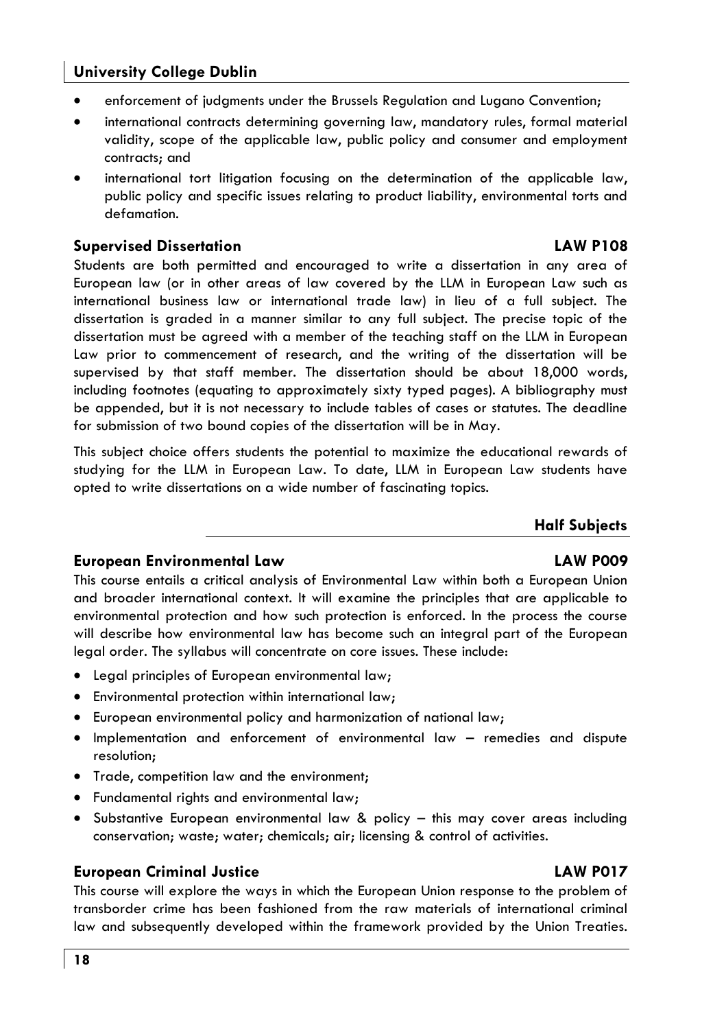- enforcement of judgments under the Brussels Regulation and Lugano Convention;
- international contracts determining governing law, mandatory rules, formal material validity, scope of the applicable law, public policy and consumer and employment contracts; and
- international tort litigation focusing on the determination of the applicable law, public policy and specific issues relating to product liability, environmental torts and defamation.

### Supervised Dissertation — LAW P108

Students are both permitted and encouraged to write a dissertation in any area of European law (or in other areas of law covered by the LLM in European Law such as international business law or international trade law) in lieu of a full subject. The dissertation is graded in a manner similar to any full subject. The precise topic of the dissertation must be agreed with a member of the teaching staff on the LLM in European Law prior to commencement of research, and the writing of the dissertation will be supervised by that staff member. The dissertation should be about 18,000 words, including footnotes (equating to approximately sixty typed pages). A bibliography must be appended, but it is not necessary to include tables of cases or statutes. The deadline for submission of two bound copies of the dissertation will be in May.

This subject choice offers students the potential to maximize the educational rewards of studying for the LLM in European Law. To date, LLM in European Law students have opted to write dissertations on a wide number of fascinating topics.

## Half Subjects

### European Environmental Law — LAW P009

This course entails a critical analysis of Environmental Law within both a European Union and broader international context. It will examine the principles that are applicable to environmental protection and how such protection is enforced. In the process the course will describe how environmental law has become such an integral part of the European legal order. The syllabus will concentrate on core issues. These include:

- Legal principles of European environmental law;
- Environmental protection within international law;
- European environmental policy and harmonization of national law;
- Implementation and enforcement of environmental law – remedies and dispute resolution;
- Trade, competition law and the environment;
- Fundamental rights and environmental law;
- Substantive European environmental law & policy – this may cover areas including conservation; waste; water; chemicals; air; licensing & control of activities.

### European Criminal Justice — LAW P017

This course will explore the ways in which the European Union response to the problem of transborder crime has been fashioned from the raw materials of international criminal law and subsequently developed within the framework provided by the Union Treaties.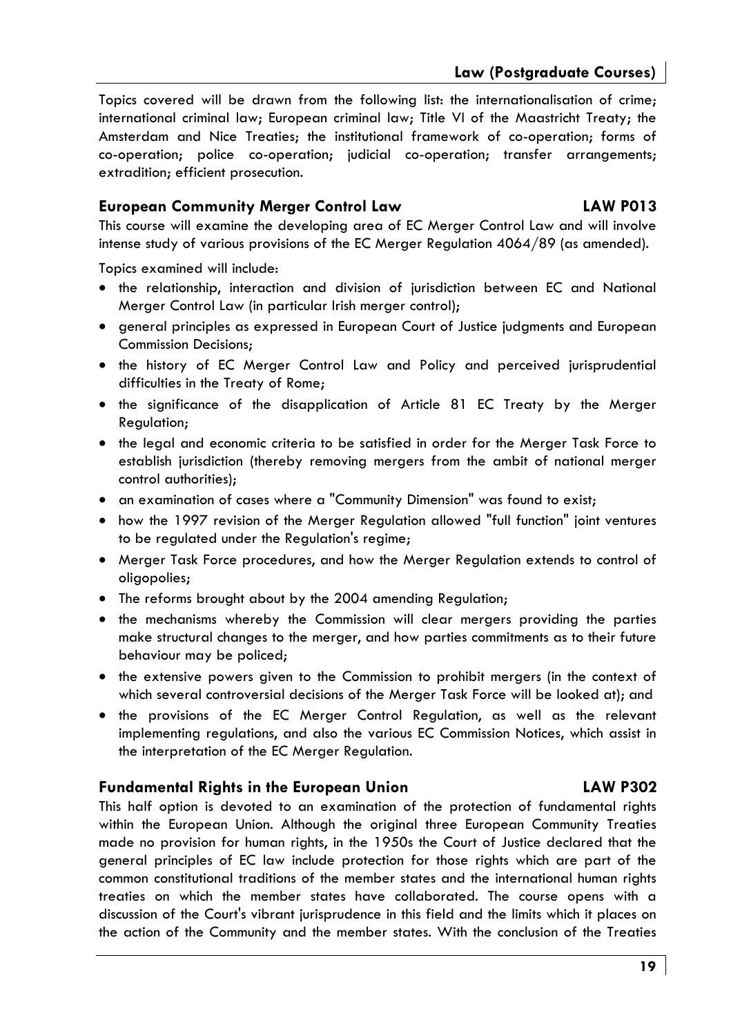Topics covered will be drawn from the following list: the internationalisation of crime; international criminal law; European criminal law; Title VI of the Maastricht Treaty; the Amsterdam and Nice Treaties; the institutional framework of co-operation; forms of co-operation; police co-operation; judicial co-operation; transfer arrangements; extradition; efficient prosecution.

### European Community Merger Control Law — LAW P013

This course will examine the developing area of EC Merger Control Law and will involve intense study of various provisions of the EC Merger Regulation 4064/89 (as amended).

Topics examined will include:

- the relationship, interaction and division of jurisdiction between EC and National Merger Control Law (in particular Irish merger control);
- general principles as expressed in European Court of Justice judgments and European Commission Decisions;
- the history of EC Merger Control Law and Policy and perceived jurisprudential difficulties in the Treaty of Rome;
- the significance of the disapplication of Article 81 EC Treaty by the Merger Regulation;
- the legal and economic criteria to be satisfied in order for the Merger Task Force to establish jurisdiction (thereby removing mergers from the ambit of national merger control authorities);
- an examination of cases where a "Community Dimension" was found to exist;
- how the 1997 revision of the Merger Regulation allowed "full function" joint ventures to be regulated under the Regulation's regime;
- Merger Task Force procedures, and how the Merger Regulation extends to control of oligopolies;
- The reforms brought about by the 2004 amending Regulation;
- the mechanisms whereby the Commission will clear mergers providing the parties make structural changes to the merger, and how parties commitments as to their future behaviour may be policed;
- the extensive powers given to the Commission to prohibit mergers (in the context of which several controversial decisions of the Merger Task Force will be looked at); and
- the provisions of the EC Merger Control Regulation, as well as the relevant implementing regulations, and also the various EC Commission Notices, which assist in the interpretation of the EC Merger Regulation.

### Fundamental Rights in the European Union — LAW P302

This half option is devoted to an examination of the protection of fundamental rights within the European Union. Although the original three European Community Treaties made no provision for human rights, in the 1950s the Court of Justice declared that the general principles of EC law include protection for those rights which are part of the common constitutional traditions of the member states and the international human rights treaties on which the member states have collaborated. The course opens with a discussion of the Court's vibrant jurisprudence in this field and the limits which it places on the action of the Community and the member states. With the conclusion of the Treaties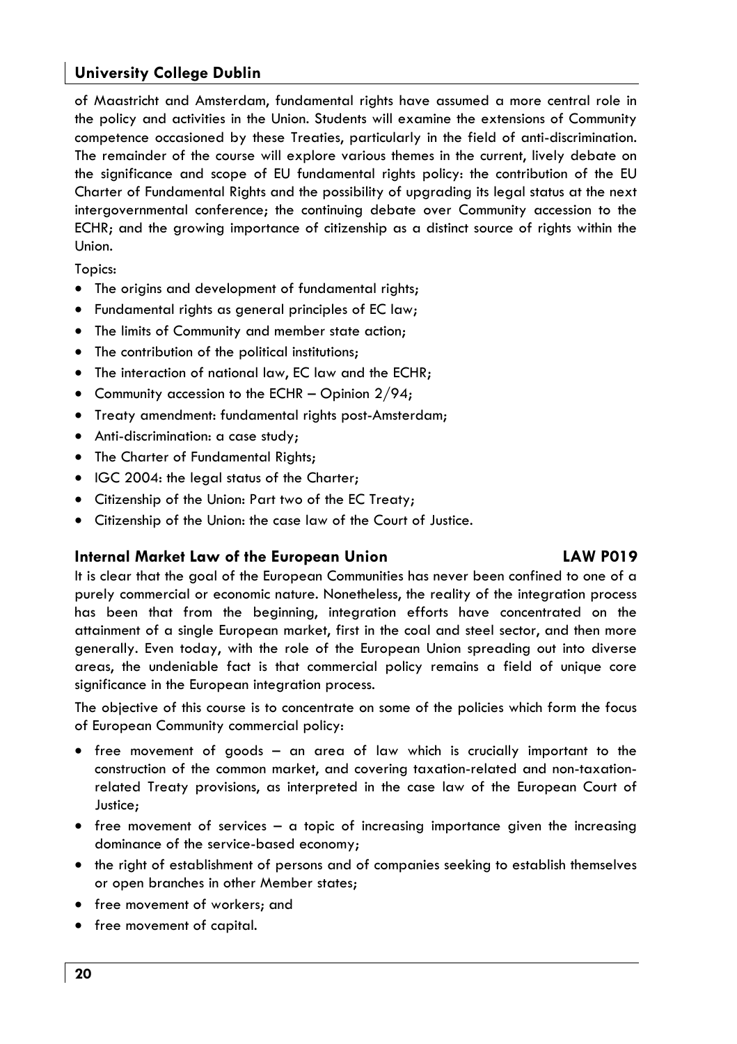of Maastricht and Amsterdam, fundamental rights have assumed a more central role in the policy and activities in the Union. Students will examine the extensions of Community competence occasioned by these Treaties, particularly in the field of anti-discrimination. The remainder of the course will explore various themes in the current, lively debate on the significance and scope of EU fundamental rights policy: the contribution of the EU Charter of Fundamental Rights and the possibility of upgrading its legal status at the next intergovernmental conference; the continuing debate over Community accession to the ECHR; and the growing importance of citizenship as a distinct source of rights within the Union.

Topics:

- The origins and development of fundamental rights;
- Fundamental rights as general principles of EC law;
- The limits of Community and member state action;
- The contribution of the political institutions;
- The interaction of national law, EC law and the ECHR;
- Community accession to the ECHR – Opinion 2/94;
- Treaty amendment: fundamental rights post-Amsterdam;
- Anti-discrimination: a case study;
- The Charter of Fundamental Rights;
- IGC 2004: the legal status of the Charter;
- Citizenship of the Union: Part two of the EC Treaty;
- Citizenship of the Union: the case law of the Court of Justice.

### Internal Market Law of the European Union — LAW P019

It is clear that the goal of the European Communities has never been confined to one of a purely commercial or economic nature. Nonetheless, the reality of the integration process has been that from the beginning, integration efforts have concentrated on the attainment of a single European market, first in the coal and steel sector, and then more generally. Even today, with the role of the European Union spreading out into diverse areas, the undeniable fact is that commercial policy remains a field of unique core significance in the European integration process.

The objective of this course is to concentrate on some of the policies which form the focus of European Community commercial policy:

- free movement of goods – an area of law which is crucially important to the construction of the common market, and covering taxation-related and non-taxation-related Treaty provisions, as interpreted in the case law of the European Court of Justice;
- free movement of services – a topic of increasing importance given the increasing dominance of the service-based economy;
- the right of establishment of persons and of companies seeking to establish themselves or open branches in other Member states;
- free movement of workers; and
- free movement of capital.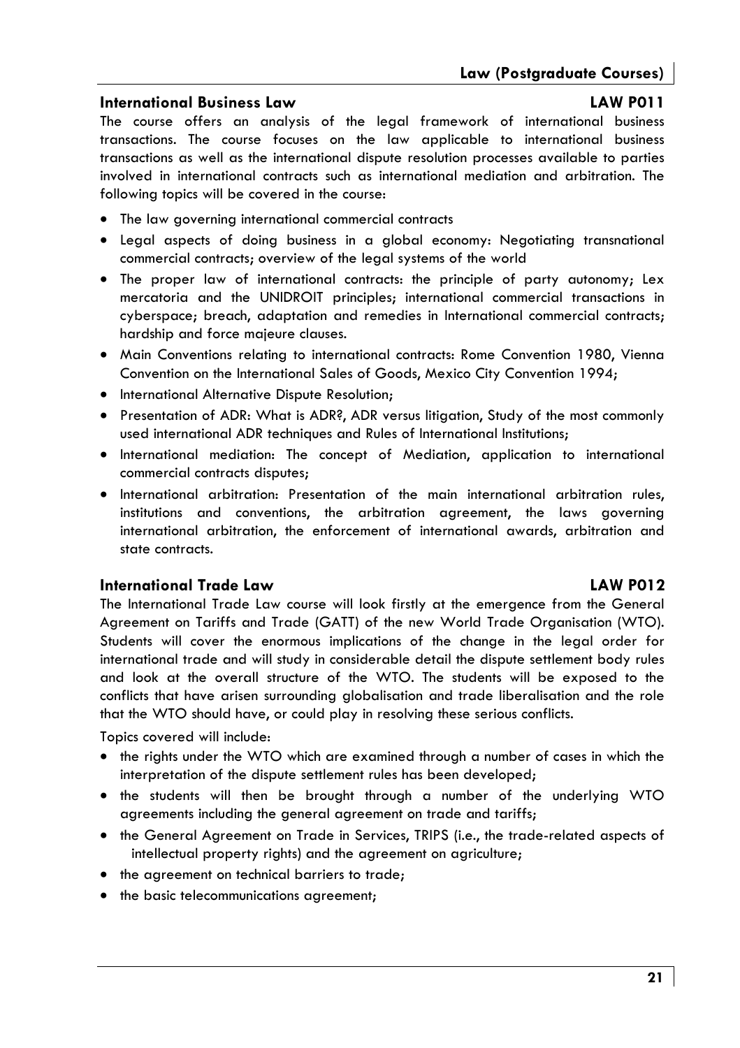## International Business Law — LAW P011

The course offers an analysis of the legal framework of international business transactions. The course focuses on the law applicable to international business transactions as well as the international dispute resolution processes available to parties involved in international contracts such as international mediation and arbitration. The following topics will be covered in the course:

- The law governing international commercial contracts
- Legal aspects of doing business in a global economy: Negotiating transnational commercial contracts; overview of the legal systems of the world
- The proper law of international contracts: the principle of party autonomy; Lex mercatoria and the UNIDROIT principles; international commercial transactions in cyberspace; breach, adaptation and remedies in International commercial contracts; hardship and force majeure clauses.
- Main Conventions relating to international contracts: Rome Convention 1980, Vienna Convention on the International Sales of Goods, Mexico City Convention 1994;
- International Alternative Dispute Resolution;
- Presentation of ADR: What is ADR?, ADR versus litigation, Study of the most commonly used international ADR techniques and Rules of International Institutions;
- International mediation: The concept of Mediation, application to international commercial contracts disputes;
- International arbitration: Presentation of the main international arbitration rules, institutions and conventions, the arbitration agreement, the laws governing international arbitration, the enforcement of international awards, arbitration and state contracts.

## International Trade Law — LAW P012

The International Trade Law course will look firstly at the emergence from the General Agreement on Tariffs and Trade (GATT) of the new World Trade Organisation (WTO). Students will cover the enormous implications of the change in the legal order for international trade and will study in considerable detail the dispute settlement body rules and look at the overall structure of the WTO. The students will be exposed to the conflicts that have arisen surrounding globalisation and trade liberalisation and the role that the WTO should have, or could play in resolving these serious conflicts.

Topics covered will include:

- the rights under the WTO which are examined through a number of cases in which the interpretation of the dispute settlement rules has been developed;
- the students will then be brought through a number of the underlying WTO agreements including the general agreement on trade and tariffs;
- the General Agreement on Trade in Services, TRIPS (i.e., the trade-related aspects of intellectual property rights) and the agreement on agriculture;
- the agreement on technical barriers to trade;
- the basic telecommunications agreement;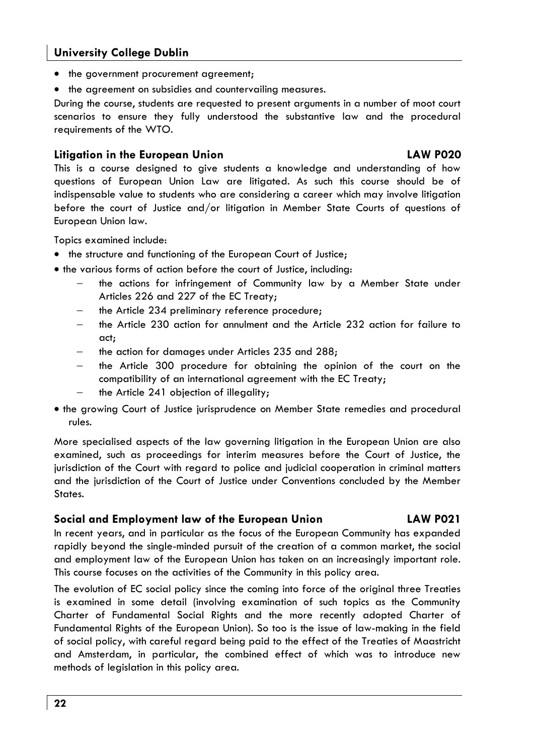- the government procurement agreement;
- the agreement on subsidies and countervailing measures.

During the course, students are requested to present arguments in a number of moot court scenarios to ensure they fully understood the substantive law and the procedural requirements of the WTO.

### Litigation in the European Union — LAW P020

This is a course designed to give students a knowledge and understanding of how questions of European Union Law are litigated. As such this course should be of indispensable value to students who are considering a career which may involve litigation before the court of Justice and/or litigation in Member State Courts of questions of European Union law.

Topics examined include:

- the structure and functioning of the European Court of Justice;
- the various forms of action before the court of Justice, including:
  - the actions for infringement of Community law by a Member State under Articles 226 and 227 of the EC Treaty;
  - the Article 234 preliminary reference procedure;
  - the Article 230 action for annulment and the Article 232 action for failure to act;
  - the action for damages under Articles 235 and 288;
  - the Article 300 procedure for obtaining the opinion of the court on the compatibility of an international agreement with the EC Treaty;
  - the Article 241 objection of illegality;
- the growing Court of Justice jurisprudence on Member State remedies and procedural rules.

More specialised aspects of the law governing litigation in the European Union are also examined, such as proceedings for interim measures before the Court of Justice, the jurisdiction of the Court with regard to police and judicial cooperation in criminal matters and the jurisdiction of the Court of Justice under Conventions concluded by the Member States.

### Social and Employment law of the European Union — LAW P021

In recent years, and in particular as the focus of the European Community has expanded rapidly beyond the single-minded pursuit of the creation of a common market, the social and employment law of the European Union has taken on an increasingly important role. This course focuses on the activities of the Community in this policy area.

The evolution of EC social policy since the coming into force of the original three Treaties is examined in some detail (involving examination of such topics as the Community Charter of Fundamental Social Rights and the more recently adopted Charter of Fundamental Rights of the European Union). So too is the issue of law-making in the field of social policy, with careful regard being paid to the effect of the Treaties of Maastricht and Amsterdam, in particular, the combined effect of which was to introduce new methods of legislation in this policy area.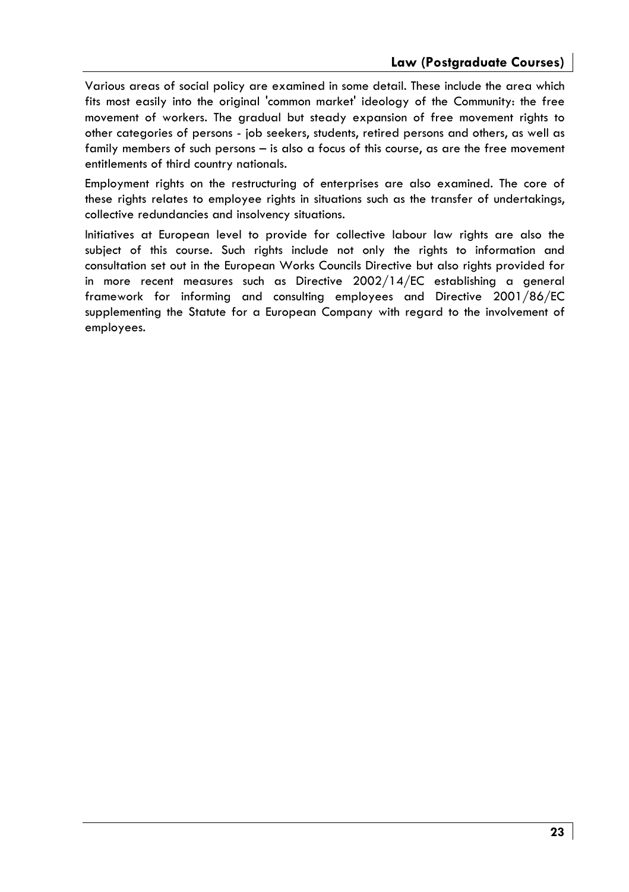Various areas of social policy are examined in some detail. These include the area which fits most easily into the original 'common market' ideology of the Community: the free movement of workers. The gradual but steady expansion of free movement rights to other categories of persons - job seekers, students, retired persons and others, as well as family members of such persons – is also a focus of this course, as are the free movement entitlements of third country nationals.

Employment rights on the restructuring of enterprises are also examined. The core of these rights relates to employee rights in situations such as the transfer of undertakings, collective redundancies and insolvency situations.

Initiatives at European level to provide for collective labour law rights are also the subject of this course. Such rights include not only the rights to information and consultation set out in the European Works Councils Directive but also rights provided for in more recent measures such as Directive 2002/14/EC establishing a general framework for informing and consulting employees and Directive 2001/86/EC supplementing the Statute for a European Company with regard to the involvement of employees.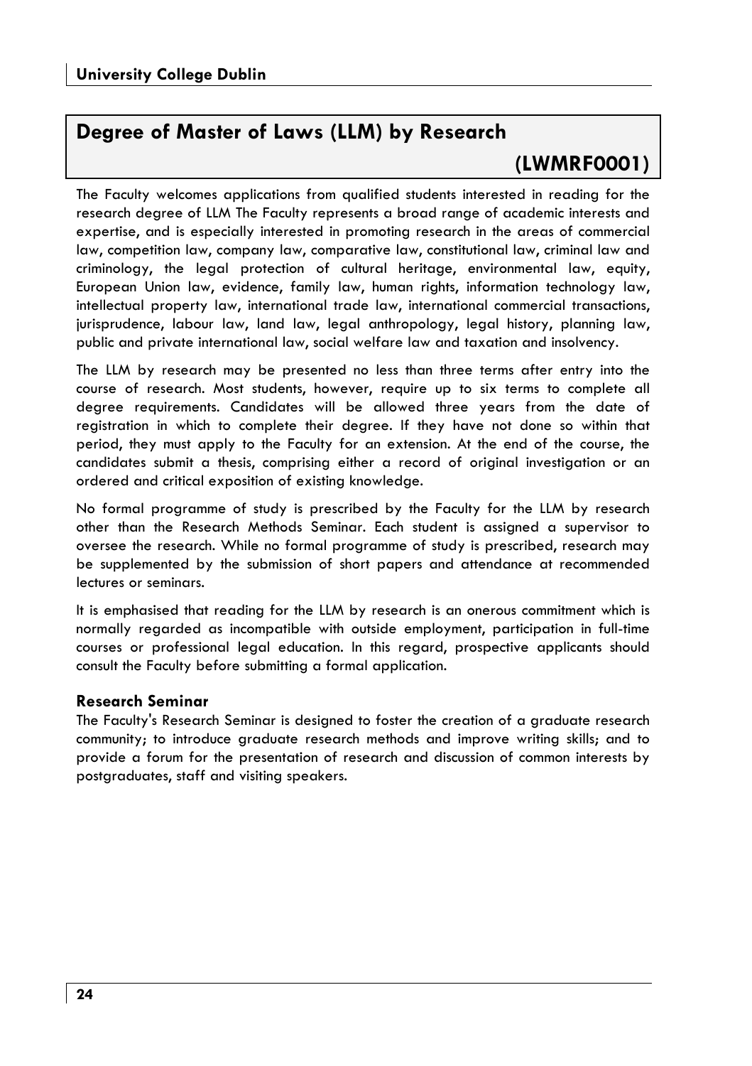# Degree of Master of Laws (LLM) by Research (LWMRF0001)

The Faculty welcomes applications from qualified students interested in reading for the research degree of LLM The Faculty represents a broad range of academic interests and expertise, and is especially interested in promoting research in the areas of commercial law, competition law, company law, comparative law, constitutional law, criminal law and criminology, the legal protection of cultural heritage, environmental law, equity, European Union law, evidence, family law, human rights, information technology law, intellectual property law, international trade law, international commercial transactions, jurisprudence, labour law, land law, legal anthropology, legal history, planning law, public and private international law, social welfare law and taxation and insolvency.

The LLM by research may be presented no less than three terms after entry into the course of research. Most students, however, require up to six terms to complete all degree requirements. Candidates will be allowed three years from the date of registration in which to complete their degree. If they have not done so within that period, they must apply to the Faculty for an extension. At the end of the course, the candidates submit a thesis, comprising either a record of original investigation or an ordered and critical exposition of existing knowledge.

No formal programme of study is prescribed by the Faculty for the LLM by research other than the Research Methods Seminar. Each student is assigned a supervisor to oversee the research. While no formal programme of study is prescribed, research may be supplemented by the submission of short papers and attendance at recommended lectures or seminars.

It is emphasised that reading for the LLM by research is an onerous commitment which is normally regarded as incompatible with outside employment, participation in full-time courses or professional legal education. In this regard, prospective applicants should consult the Faculty before submitting a formal application.

### Research Seminar

The Faculty's Research Seminar is designed to foster the creation of a graduate research community; to introduce graduate research methods and improve writing skills; and to provide a forum for the presentation of research and discussion of common interests by postgraduates, staff and visiting speakers.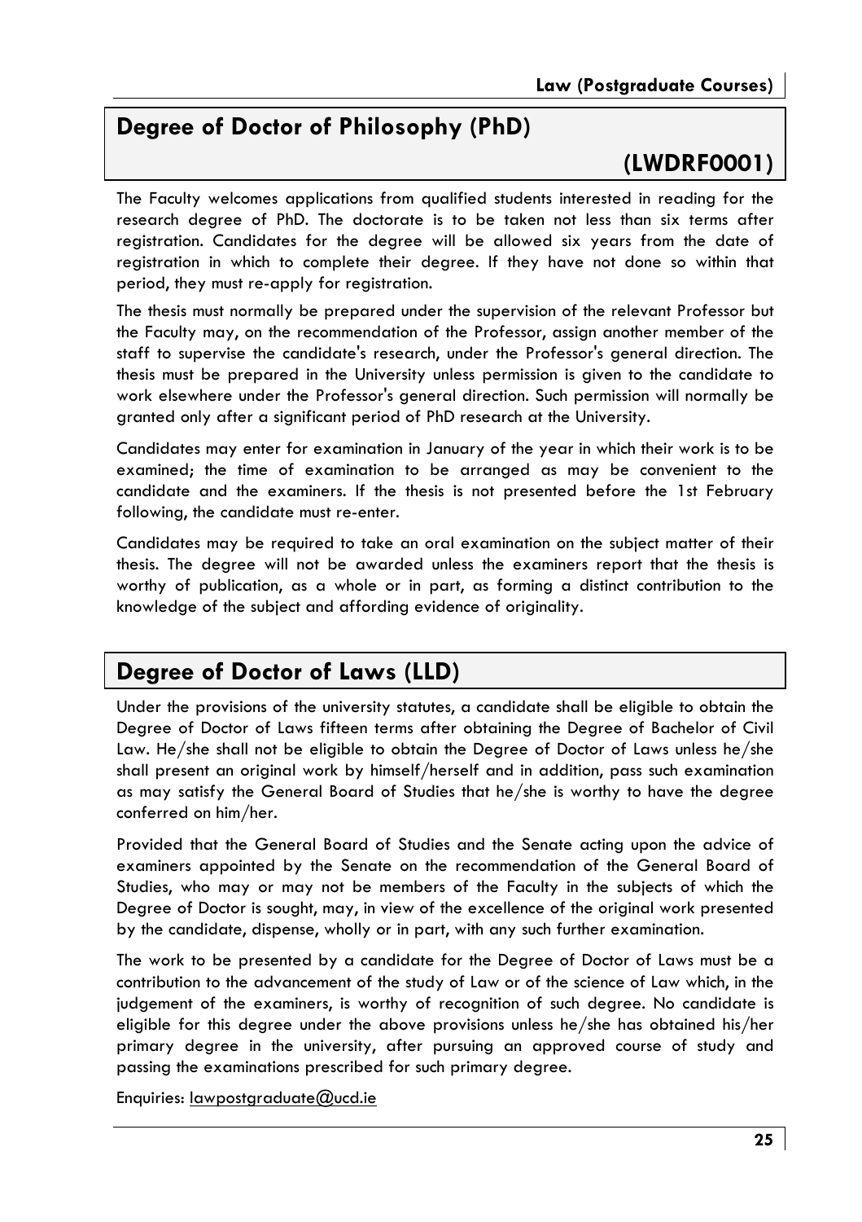## Degree of Doctor of Philosophy (PhD)

## (LWDRF0001)

The Faculty welcomes applications from qualified students interested in reading for the research degree of PhD. The doctorate is to be taken not less than six terms after registration. Candidates for the degree will be allowed six years from the date of registration in which to complete their degree. If they have not done so within that period, they must re-apply for registration.

The thesis must normally be prepared under the supervision of the relevant Professor but the Faculty may, on the recommendation of the Professor, assign another member of the staff to supervise the candidate's research, under the Professor's general direction. The thesis must be prepared in the University unless permission is given to the candidate to work elsewhere under the Professor's general direction. Such permission will normally be granted only after a significant period of PhD research at the University.

Candidates may enter for examination in January of the year in which their work is to be examined; the time of examination to be arranged as may be convenient to the candidate and the examiners. If the thesis is not presented before the 1st February following, the candidate must re-enter.

Candidates may be required to take an oral examination on the subject matter of their thesis. The degree will not be awarded unless the examiners report that the thesis is worthy of publication, as a whole or in part, as forming a distinct contribution to the knowledge of the subject and affording evidence of originality.

## Degree of Doctor of Laws (LLD)

Under the provisions of the university statutes, a candidate shall be eligible to obtain the Degree of Doctor of Laws fifteen terms after obtaining the Degree of Bachelor of Civil Law. He/she shall not be eligible to obtain the Degree of Doctor of Laws unless he/she shall present an original work by himself/herself and in addition, pass such examination as may satisfy the General Board of Studies that he/she is worthy to have the degree conferred on him/her.

Provided that the General Board of Studies and the Senate acting upon the advice of examiners appointed by the Senate on the recommendation of the General Board of Studies, who may or may not be members of the Faculty in the subjects of which the Degree of Doctor is sought, may, in view of the excellence of the original work presented by the candidate, dispense, wholly or in part, with any such further examination.

The work to be presented by a candidate for the Degree of Doctor of Laws must be a contribution to the advancement of the study of Law or of the science of Law which, in the judgement of the examiners, is worthy of recognition of such degree. No candidate is eligible for this degree under the above provisions unless he/she has obtained his/her primary degree in the university, after pursuing an approved course of study and passing the examinations prescribed for such primary degree.

Enquiries: lawpostgraduate@ucd.ie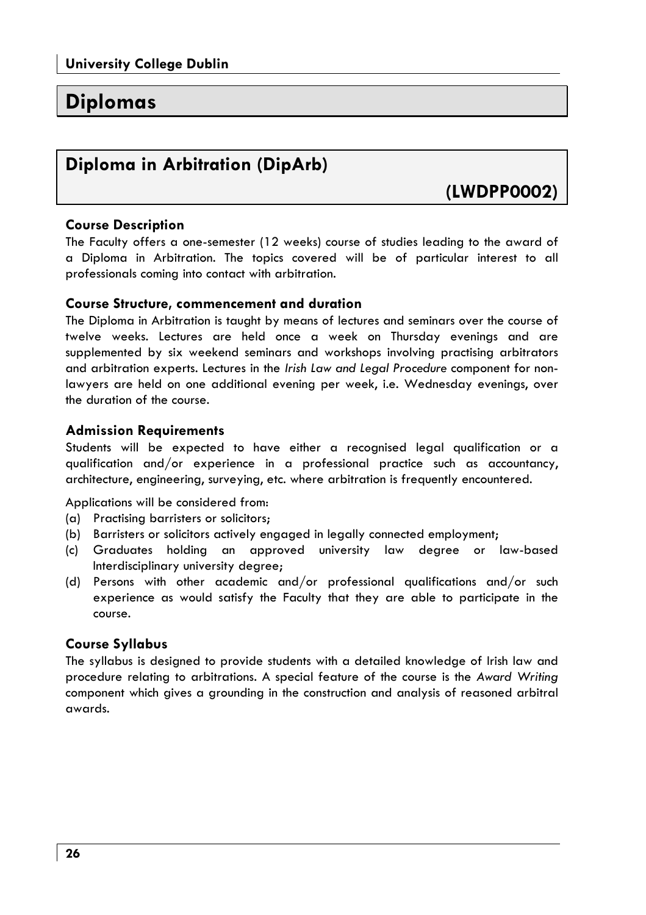# Diplomas

## Diploma in Arbitration (DipArb)

**(LWDPP0002)**

### Course Description

The Faculty offers a one-semester (12 weeks) course of studies leading to the award of a Diploma in Arbitration. The topics covered will be of particular interest to all professionals coming into contact with arbitration.

### Course Structure, commencement and duration

The Diploma in Arbitration is taught by means of lectures and seminars over the course of twelve weeks. Lectures are held once a week on Thursday evenings and are supplemented by six weekend seminars and workshops involving practising arbitrators and arbitration experts. Lectures in the *Irish Law and Legal Procedure* component for non-lawyers are held on one additional evening per week, i.e. Wednesday evenings, over the duration of the course.

### Admission Requirements

Students will be expected to have either a recognised legal qualification or a qualification and/or experience in a professional practice such as accountancy, architecture, engineering, surveying, etc. where arbitration is frequently encountered.

Applications will be considered from:

(a) Practising barristers or solicitors;
(b) Barristers or solicitors actively engaged in legally connected employment;
(c) Graduates holding an approved university law degree or law-based Interdisciplinary university degree;
(d) Persons with other academic and/or professional qualifications and/or such experience as would satisfy the Faculty that they are able to participate in the course.

### Course Syllabus

The syllabus is designed to provide students with a detailed knowledge of Irish law and procedure relating to arbitrations. A special feature of the course is the *Award Writing* component which gives a grounding in the construction and analysis of reasoned arbitral awards.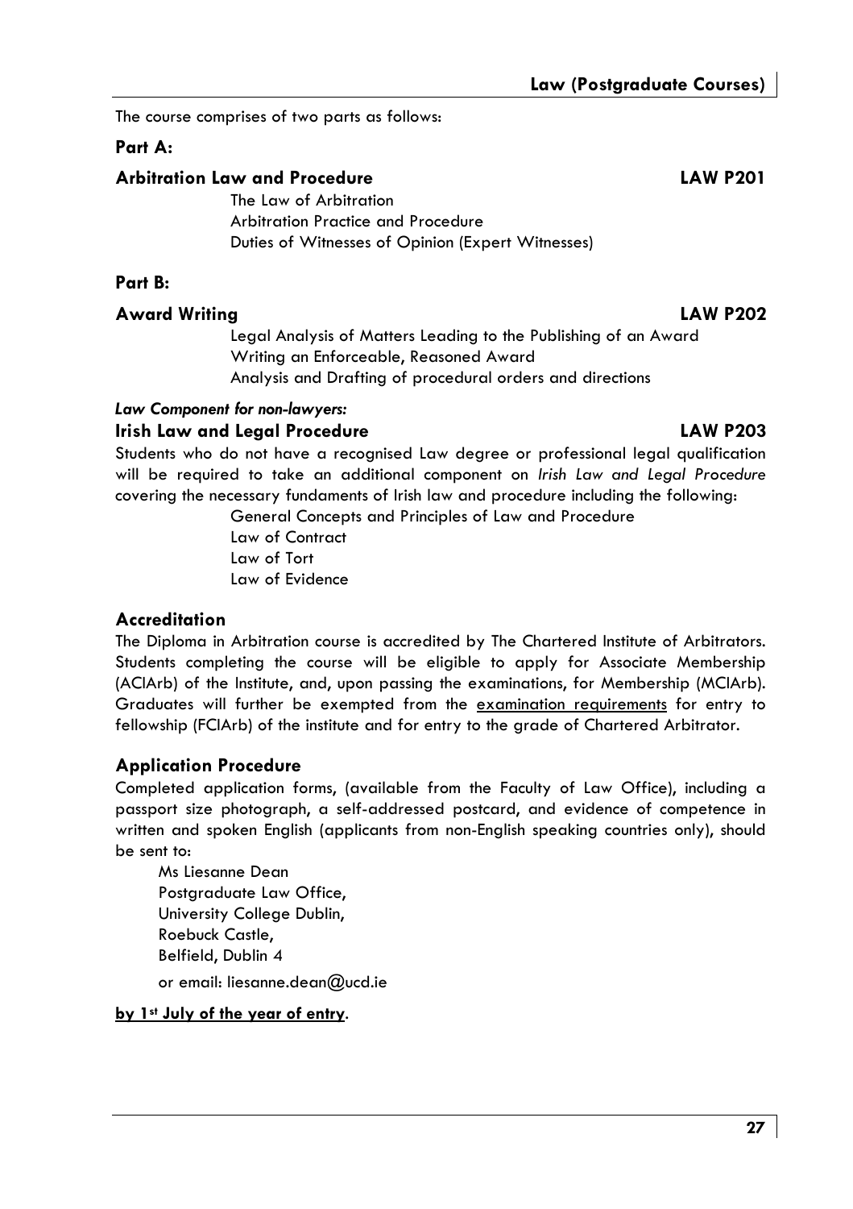The course comprises of two parts as follows:

**Part A:**

**Arbitration Law and Procedure** **LAW P201**

The Law of Arbitration
Arbitration Practice and Procedure
Duties of Witnesses of Opinion (Expert Witnesses)

**Part B:**

**Award Writing** **LAW P202**

Legal Analysis of Matters Leading to the Publishing of an Award
Writing an Enforceable, Reasoned Award
Analysis and Drafting of procedural orders and directions

***Law Component for non-lawyers:***

**Irish Law and Legal Procedure** **LAW P203**

Students who do not have a recognised Law degree or professional legal qualification will be required to take an additional component on *Irish Law and Legal Procedure* covering the necessary fundaments of Irish law and procedure including the following:

General Concepts and Principles of Law and Procedure
Law of Contract
Law of Tort
Law of Evidence

## Accreditation

The Diploma in Arbitration course is accredited by The Chartered Institute of Arbitrators. Students completing the course will be eligible to apply for Associate Membership (ACIArb) of the Institute, and, upon passing the examinations, for Membership (MCIArb). Graduates will further be exempted from the examination requirements for entry to fellowship (FCIArb) of the institute and for entry to the grade of Chartered Arbitrator.

## Application Procedure

Completed application forms, (available from the Faculty of Law Office), including a passport size photograph, a self-addressed postcard, and evidence of competence in written and spoken English (applicants from non-English speaking countries only), should be sent to:

Ms Liesanne Dean
Postgraduate Law Office,
University College Dublin,
Roebuck Castle,
Belfield, Dublin 4

or email: liesanne.dean@ucd.ie

**by 1st July of the year of entry**.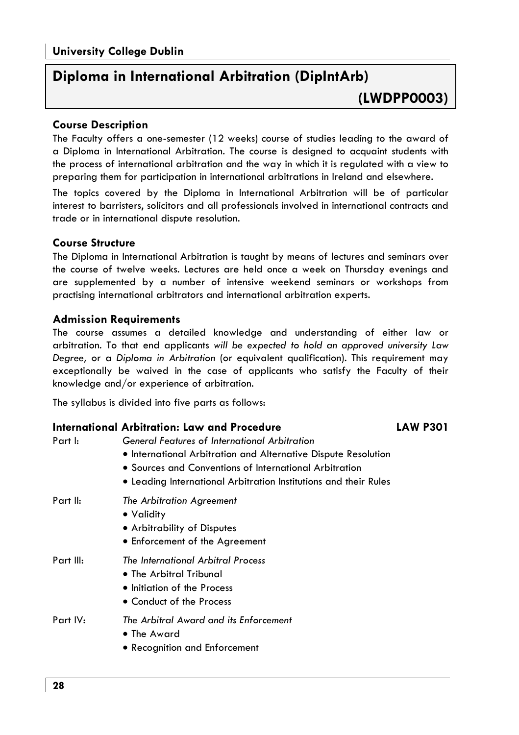# Diploma in International Arbitration (DipIntArb) (LWDPP0003)

### Course Description

The Faculty offers a one-semester (12 weeks) course of studies leading to the award of a Diploma in International Arbitration. The course is designed to acquaint students with the process of international arbitration and the way in which it is regulated with a view to preparing them for participation in international arbitrations in Ireland and elsewhere.

The topics covered by the Diploma in International Arbitration will be of particular interest to barristers, solicitors and all professionals involved in international contracts and trade or in international dispute resolution.

### Course Structure

The Diploma in International Arbitration is taught by means of lectures and seminars over the course of twelve weeks. Lectures are held once a week on Thursday evenings and are supplemented by a number of intensive weekend seminars or workshops from practising international arbitrators and international arbitration experts.

### Admission Requirements

The course assumes a detailed knowledge and understanding of either law or arbitration. To that end applicants *will be expected to hold an approved university Law Degree,* or a *Diploma in Arbitration* (or equivalent qualification). This requirement may exceptionally be waived in the case of applicants who satisfy the Faculty of their knowledge and/or experience of arbitration.

The syllabus is divided into five parts as follows:

### International Arbitration: Law and Procedure — LAW P301

Part I: *General Features of International Arbitration*

- International Arbitration and Alternative Dispute Resolution
- Sources and Conventions of International Arbitration
- Leading International Arbitration Institutions and their Rules

Part II: *The Arbitration Agreement*

- Validity
- Arbitrability of Disputes
- Enforcement of the Agreement

Part III: *The International Arbitral Process*

- The Arbitral Tribunal
- Initiation of the Process
- Conduct of the Process

Part IV: *The Arbitral Award and its Enforcement*

- The Award
- Recognition and Enforcement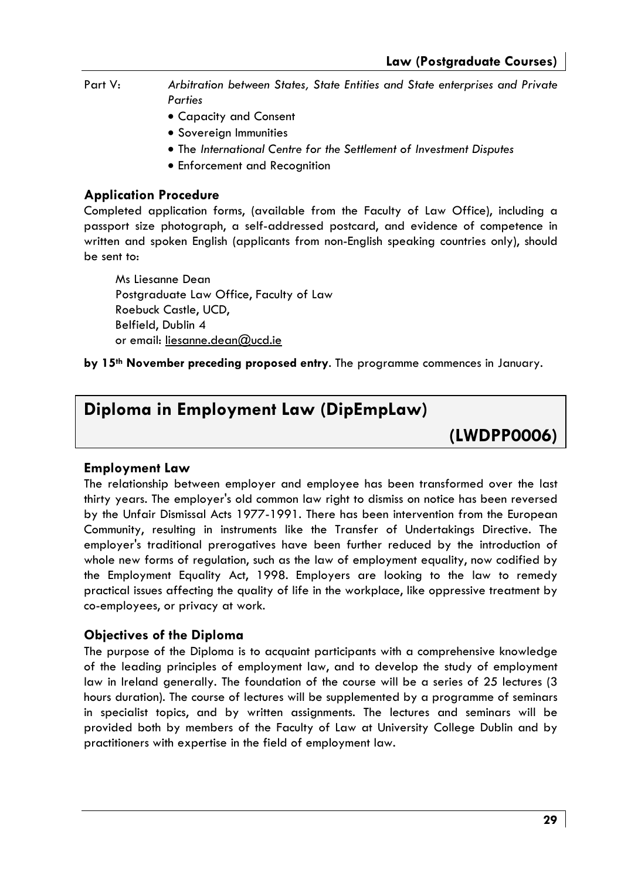Part V: *Arbitration between States, State Entities and State enterprises and Private Parties*

- Capacity and Consent
- Sovereign Immunities
- The *International Centre for the Settlement of Investment Disputes*
- Enforcement and Recognition

### Application Procedure

Completed application forms, (available from the Faculty of Law Office), including a passport size photograph, a self-addressed postcard, and evidence of competence in written and spoken English (applicants from non-English speaking countries only), should be sent to:

Ms Liesanne Dean
Postgraduate Law Office, Faculty of Law
Roebuck Castle, UCD,
Belfield, Dublin 4
or email: liesanne.dean@ucd.ie

**by 15th November preceding proposed entry**. The programme commences in January.

## Diploma in Employment Law (DipEmpLaw) (LWDPP0006)

### Employment Law

The relationship between employer and employee has been transformed over the last thirty years. The employer's old common law right to dismiss on notice has been reversed by the Unfair Dismissal Acts 1977-1991. There has been intervention from the European Community, resulting in instruments like the Transfer of Undertakings Directive. The employer's traditional prerogatives have been further reduced by the introduction of whole new forms of regulation, such as the law of employment equality, now codified by the Employment Equality Act, 1998. Employers are looking to the law to remedy practical issues affecting the quality of life in the workplace, like oppressive treatment by co-employees, or privacy at work.

### Objectives of the Diploma

The purpose of the Diploma is to acquaint participants with a comprehensive knowledge of the leading principles of employment law, and to develop the study of employment law in Ireland generally. The foundation of the course will be a series of 25 lectures (3 hours duration). The course of lectures will be supplemented by a programme of seminars in specialist topics, and by written assignments. The lectures and seminars will be provided both by members of the Faculty of Law at University College Dublin and by practitioners with expertise in the field of employment law.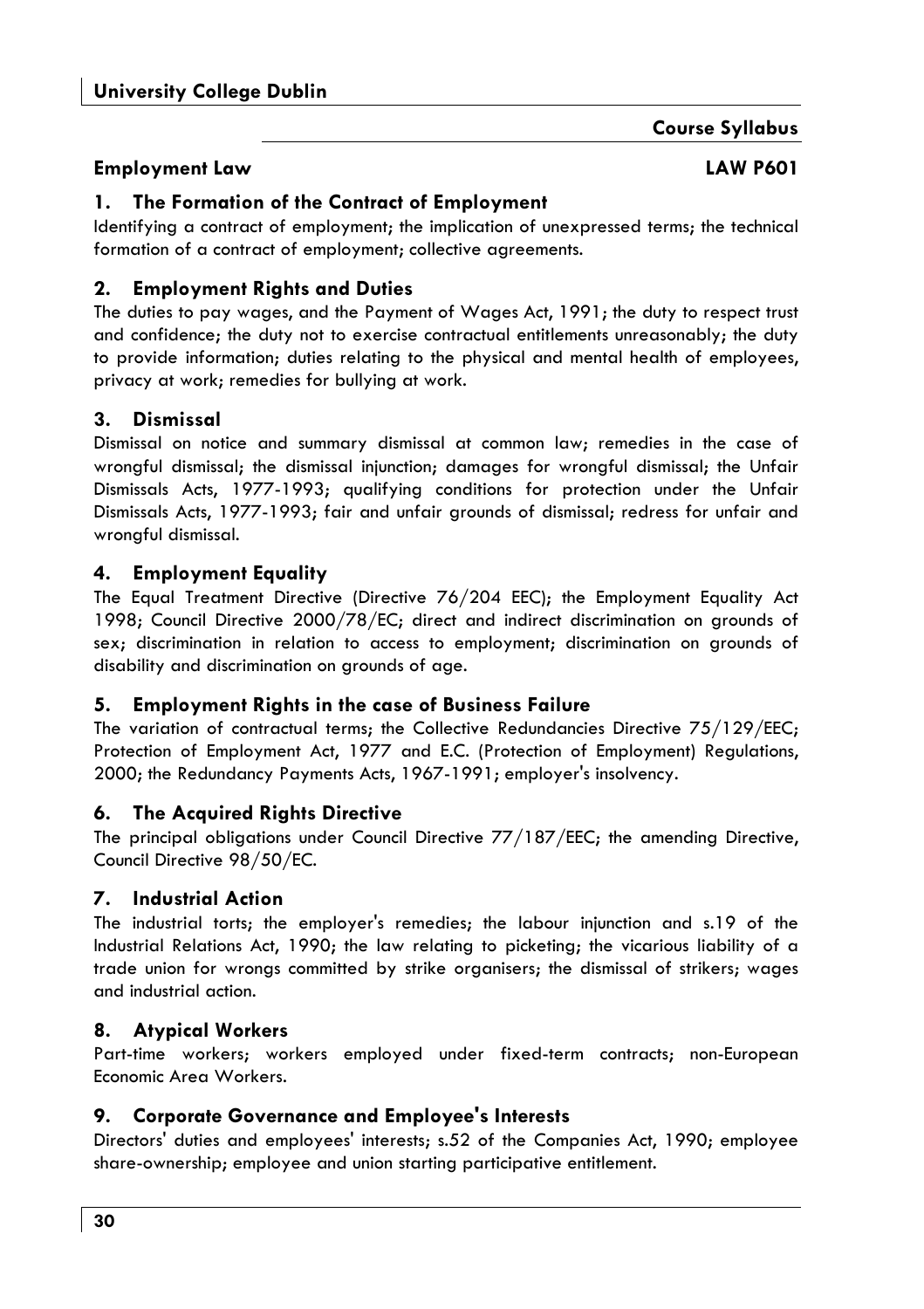## University College Dublin

**Course Syllabus**

**Employment Law** **LAW P601**

### 1. The Formation of the Contract of Employment

Identifying a contract of employment; the implication of unexpressed terms; the technical formation of a contract of employment; collective agreements.

### 2. Employment Rights and Duties

The duties to pay wages, and the Payment of Wages Act, 1991; the duty to respect trust and confidence; the duty not to exercise contractual entitlements unreasonably; the duty to provide information; duties relating to the physical and mental health of employees, privacy at work; remedies for bullying at work.

### 3. Dismissal

Dismissal on notice and summary dismissal at common law; remedies in the case of wrongful dismissal; the dismissal injunction; damages for wrongful dismissal; the Unfair Dismissals Acts, 1977-1993; qualifying conditions for protection under the Unfair Dismissals Acts, 1977-1993; fair and unfair grounds of dismissal; redress for unfair and wrongful dismissal.

### 4. Employment Equality

The Equal Treatment Directive (Directive 76/204 EEC); the Employment Equality Act 1998; Council Directive 2000/78/EC; direct and indirect discrimination on grounds of sex; discrimination in relation to access to employment; discrimination on grounds of disability and discrimination on grounds of age.

### 5. Employment Rights in the case of Business Failure

The variation of contractual terms; the Collective Redundancies Directive 75/129/EEC; Protection of Employment Act, 1977 and E.C. (Protection of Employment) Regulations, 2000; the Redundancy Payments Acts, 1967-1991; employer's insolvency.

### 6. The Acquired Rights Directive

The principal obligations under Council Directive 77/187/EEC; the amending Directive, Council Directive 98/50/EC.

### 7. Industrial Action

The industrial torts; the employer's remedies; the labour injunction and s.19 of the Industrial Relations Act, 1990; the law relating to picketing; the vicarious liability of a trade union for wrongs committed by strike organisers; the dismissal of strikers; wages and industrial action.

### 8. Atypical Workers

Part-time workers; workers employed under fixed-term contracts; non-European Economic Area Workers.

### 9. Corporate Governance and Employee's Interests

Directors' duties and employees' interests; s.52 of the Companies Act, 1990; employee share-ownership; employee and union starting participative entitlement.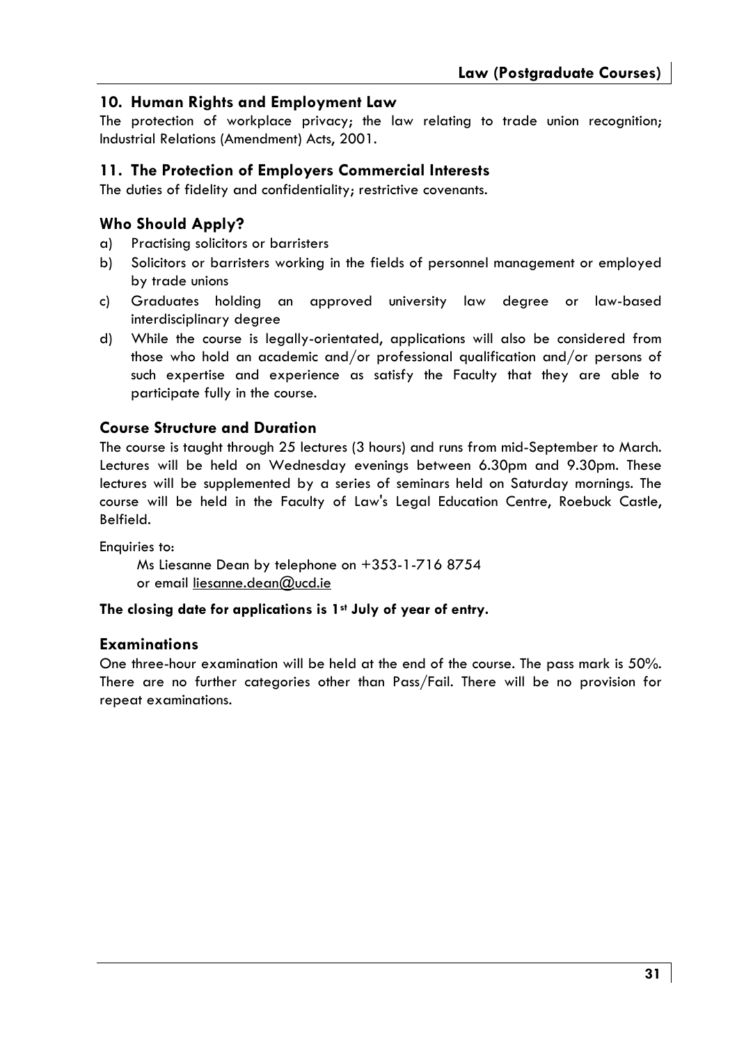### 10. Human Rights and Employment Law

The protection of workplace privacy; the law relating to trade union recognition; Industrial Relations (Amendment) Acts, 2001.

### 11. The Protection of Employers Commercial Interests

The duties of fidelity and confidentiality; restrictive covenants.

### Who Should Apply?

a) Practising solicitors or barristers
b) Solicitors or barristers working in the fields of personnel management or employed by trade unions
c) Graduates holding an approved university law degree or law-based interdisciplinary degree
d) While the course is legally-orientated, applications will also be considered from those who hold an academic and/or professional qualification and/or persons of such expertise and experience as satisfy the Faculty that they are able to participate fully in the course.

### Course Structure and Duration

The course is taught through 25 lectures (3 hours) and runs from mid-September to March. Lectures will be held on Wednesday evenings between 6.30pm and 9.30pm. These lectures will be supplemented by a series of seminars held on Saturday mornings. The course will be held in the Faculty of Law's Legal Education Centre, Roebuck Castle, Belfield.

Enquiries to:

Ms Liesanne Dean by telephone on +353-1-716 8754
or email liesanne.dean@ucd.ie

**The closing date for applications is 1st July of year of entry.**

### Examinations

One three-hour examination will be held at the end of the course. The pass mark is 50%. There are no further categories other than Pass/Fail. There will be no provision for repeat examinations.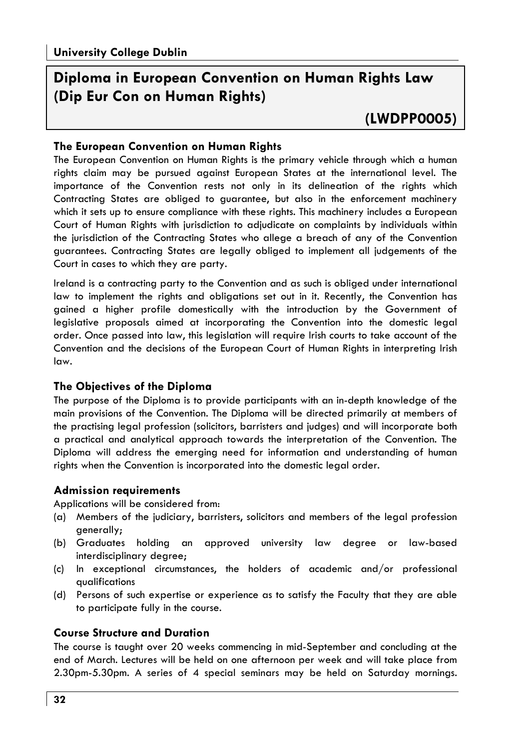University College Dublin

# Diploma in European Convention on Human Rights Law (Dip Eur Con on Human Rights)

**(LWDPP0005)**

## The European Convention on Human Rights

The European Convention on Human Rights is the primary vehicle through which a human rights claim may be pursued against European States at the international level. The importance of the Convention rests not only in its delineation of the rights which Contracting States are obliged to guarantee, but also in the enforcement machinery which it sets up to ensure compliance with these rights. This machinery includes a European Court of Human Rights with jurisdiction to adjudicate on complaints by individuals within the jurisdiction of the Contracting States who allege a breach of any of the Convention guarantees. Contracting States are legally obliged to implement all judgements of the Court in cases to which they are party.

Ireland is a contracting party to the Convention and as such is obliged under international law to implement the rights and obligations set out in it. Recently, the Convention has gained a higher profile domestically with the introduction by the Government of legislative proposals aimed at incorporating the Convention into the domestic legal order. Once passed into law, this legislation will require Irish courts to take account of the Convention and the decisions of the European Court of Human Rights in interpreting Irish law.

## The Objectives of the Diploma

The purpose of the Diploma is to provide participants with an in-depth knowledge of the main provisions of the Convention. The Diploma will be directed primarily at members of the practising legal profession (solicitors, barristers and judges) and will incorporate both a practical and analytical approach towards the interpretation of the Convention. The Diploma will address the emerging need for information and understanding of human rights when the Convention is incorporated into the domestic legal order.

## Admission requirements

Applications will be considered from:

(a) Members of the judiciary, barristers, solicitors and members of the legal profession generally;

(b) Graduates holding an approved university law degree or law-based interdisciplinary degree;

(c) In exceptional circumstances, the holders of academic and/or professional qualifications

(d) Persons of such expertise or experience as to satisfy the Faculty that they are able to participate fully in the course.

## Course Structure and Duration

The course is taught over 20 weeks commencing in mid-September and concluding at the end of March. Lectures will be held on one afternoon per week and will take place from 2.30pm-5.30pm. A series of 4 special seminars may be held on Saturday mornings.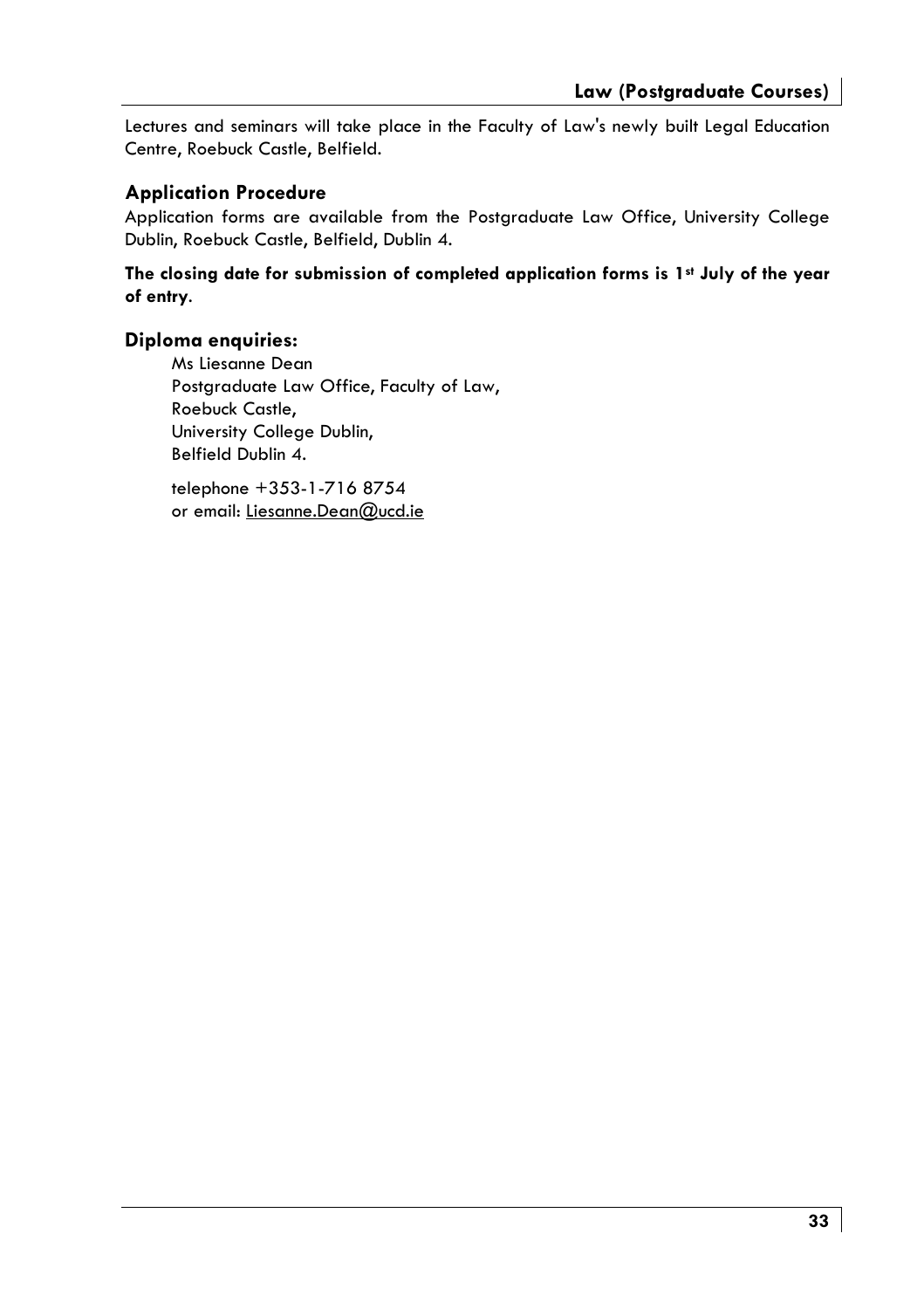Lectures and seminars will take place in the Faculty of Law's newly built Legal Education Centre, Roebuck Castle, Belfield.

### Application Procedure

Application forms are available from the Postgraduate Law Office, University College Dublin, Roebuck Castle, Belfield, Dublin 4.

**The closing date for submission of completed application forms is 1st July of the year of entry**.

### Diploma enquiries:

Ms Liesanne Dean
Postgraduate Law Office, Faculty of Law,
Roebuck Castle,
University College Dublin,
Belfield Dublin 4.

telephone +353-1-716 8754
or email: Liesanne.Dean@ucd.ie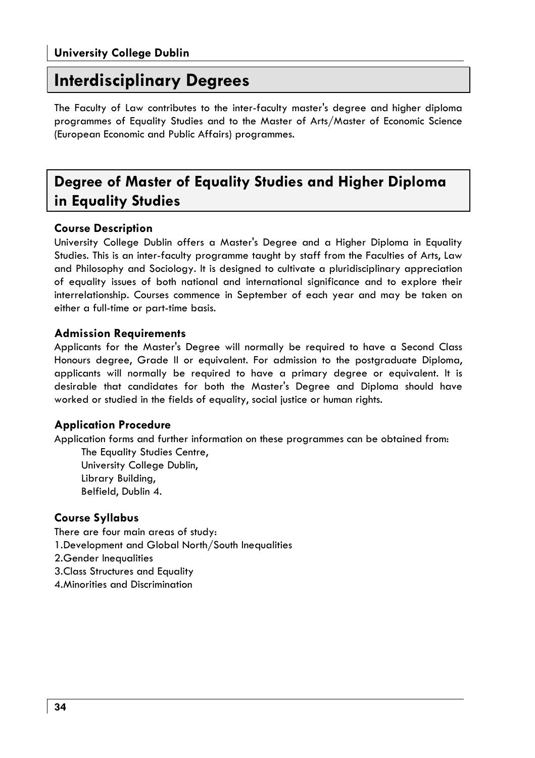# Interdisciplinary Degrees

The Faculty of Law contributes to the inter-faculty master's degree and higher diploma programmes of Equality Studies and to the Master of Arts/Master of Economic Science (European Economic and Public Affairs) programmes.

## Degree of Master of Equality Studies and Higher Diploma in Equality Studies

### Course Description

University College Dublin offers a Master's Degree and a Higher Diploma in Equality Studies. This is an inter-faculty programme taught by staff from the Faculties of Arts, Law and Philosophy and Sociology. It is designed to cultivate a pluridisciplinary appreciation of equality issues of both national and international significance and to explore their interrelationship. Courses commence in September of each year and may be taken on either a full-time or part-time basis.

### Admission Requirements

Applicants for the Master's Degree will normally be required to have a Second Class Honours degree, Grade II or equivalent. For admission to the postgraduate Diploma, applicants will normally be required to have a primary degree or equivalent. It is desirable that candidates for both the Master's Degree and Diploma should have worked or studied in the fields of equality, social justice or human rights.

### Application Procedure

Application forms and further information on these programmes can be obtained from:

The Equality Studies Centre,
University College Dublin,
Library Building,
Belfield, Dublin 4.

### Course Syllabus

There are four main areas of study:

1. Development and Global North/South Inequalities
2. Gender Inequalities
3. Class Structures and Equality
4. Minorities and Discrimination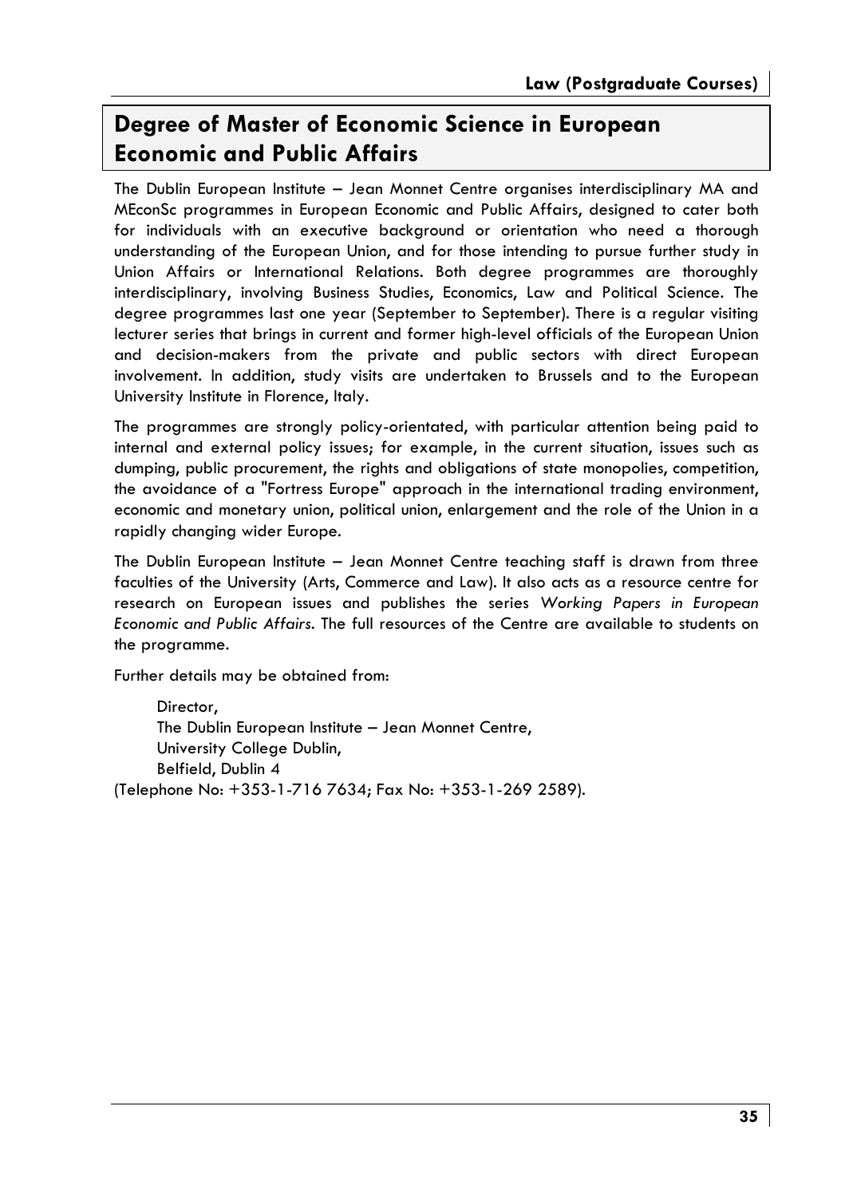## Degree of Master of Economic Science in European Economic and Public Affairs

The Dublin European Institute – Jean Monnet Centre organises interdisciplinary MA and MEconSc programmes in European Economic and Public Affairs, designed to cater both for individuals with an executive background or orientation who need a thorough understanding of the European Union, and for those intending to pursue further study in Union Affairs or International Relations. Both degree programmes are thoroughly interdisciplinary, involving Business Studies, Economics, Law and Political Science. The degree programmes last one year (September to September). There is a regular visiting lecturer series that brings in current and former high-level officials of the European Union and decision-makers from the private and public sectors with direct European involvement. In addition, study visits are undertaken to Brussels and to the European University Institute in Florence, Italy.

The programmes are strongly policy-orientated, with particular attention being paid to internal and external policy issues; for example, in the current situation, issues such as dumping, public procurement, the rights and obligations of state monopolies, competition, the avoidance of a "Fortress Europe" approach in the international trading environment, economic and monetary union, political union, enlargement and the role of the Union in a rapidly changing wider Europe.

The Dublin European Institute – Jean Monnet Centre teaching staff is drawn from three faculties of the University (Arts, Commerce and Law). It also acts as a resource centre for research on European issues and publishes the series *Working Papers in European Economic and Public Affairs*. The full resources of the Centre are available to students on the programme.

Further details may be obtained from:

Director,
The Dublin European Institute – Jean Monnet Centre,
University College Dublin,
Belfield, Dublin 4
(Telephone No: +353-1-716 7634; Fax No: +353-1-269 2589).